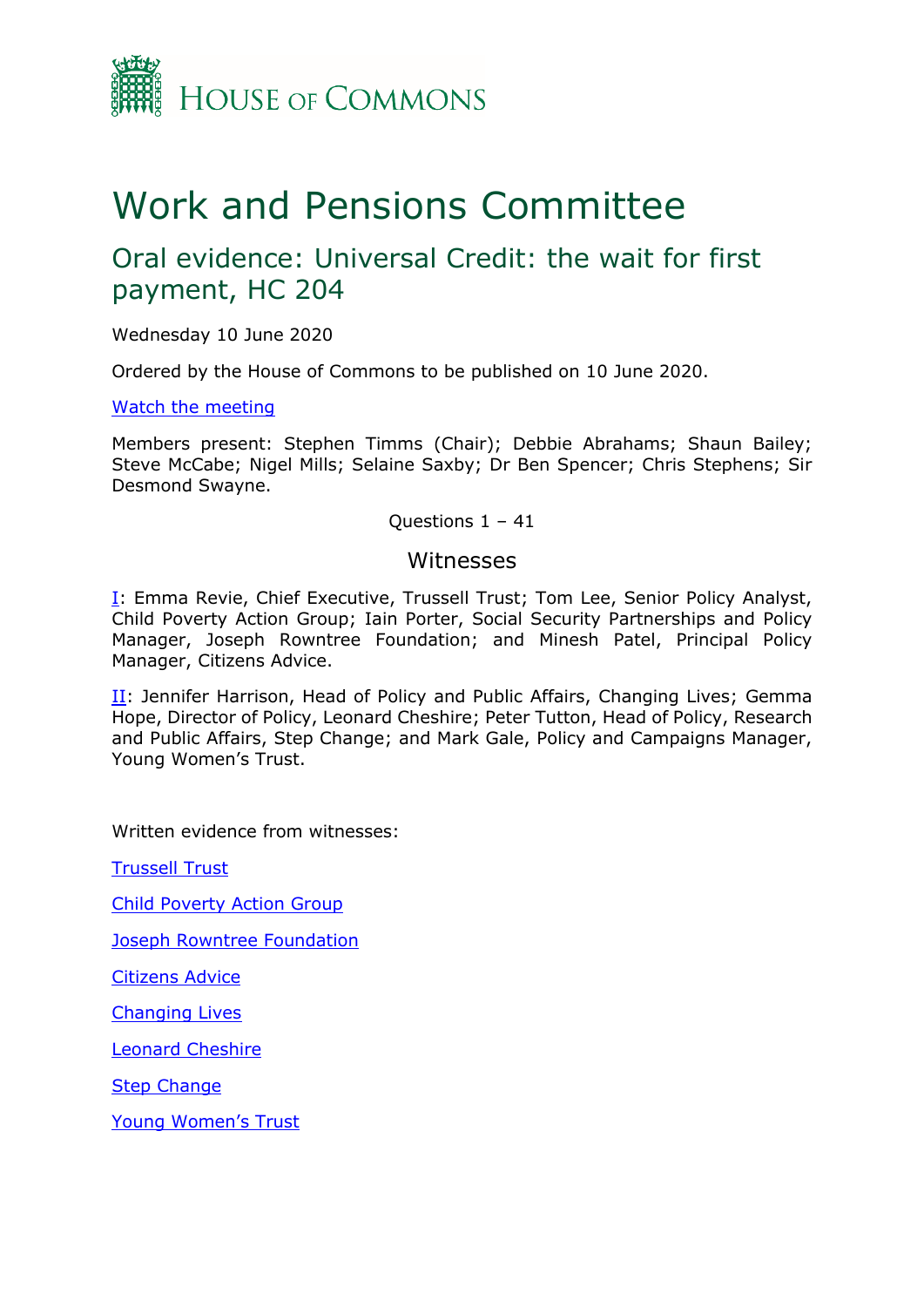HOUSE OF COMMONS

# Work and Pensions Committee

## Oral evidence: Universal Credit: the wait for first payment, HC 204

Wednesday 10 June 2020

Ordered by the House of Commons to be published on 10 June 2020.

[Watch the meeting]

Members present: Stephen Timms (Chair); Debbie Abrahams; Shaun Bailey; Steve McCabe; Nigel Mills; Selaine Saxby; Dr Ben Spencer; Chris Stephens; Sir Desmond Swayne.

Questions 1 – 41

### Witnesses

[I]: Emma Revie, Chief Executive, Trussell Trust; Tom Lee, Senior Policy Analyst, Child Poverty Action Group; Iain Porter, Social Security Partnerships and Policy Manager, Joseph Rowntree Foundation; and Minesh Patel, Principal Policy Manager, Citizens Advice.

[II]: Jennifer Harrison, Head of Policy and Public Affairs, Changing Lives; Gemma Hope, Director of Policy, Leonard Cheshire; Peter Tutton, Head of Policy, Research and Public Affairs, Step Change; and Mark Gale, Policy and Campaigns Manager, Young Women's Trust.

Written evidence from witnesses:

[Trussell Trust]

[Child Poverty Action Group]

[Joseph Rowntree Foundation]

[Citizens Advice]

[Changing Lives]

[Leonard Cheshire]

[Step Change]

[Young Women's Trust]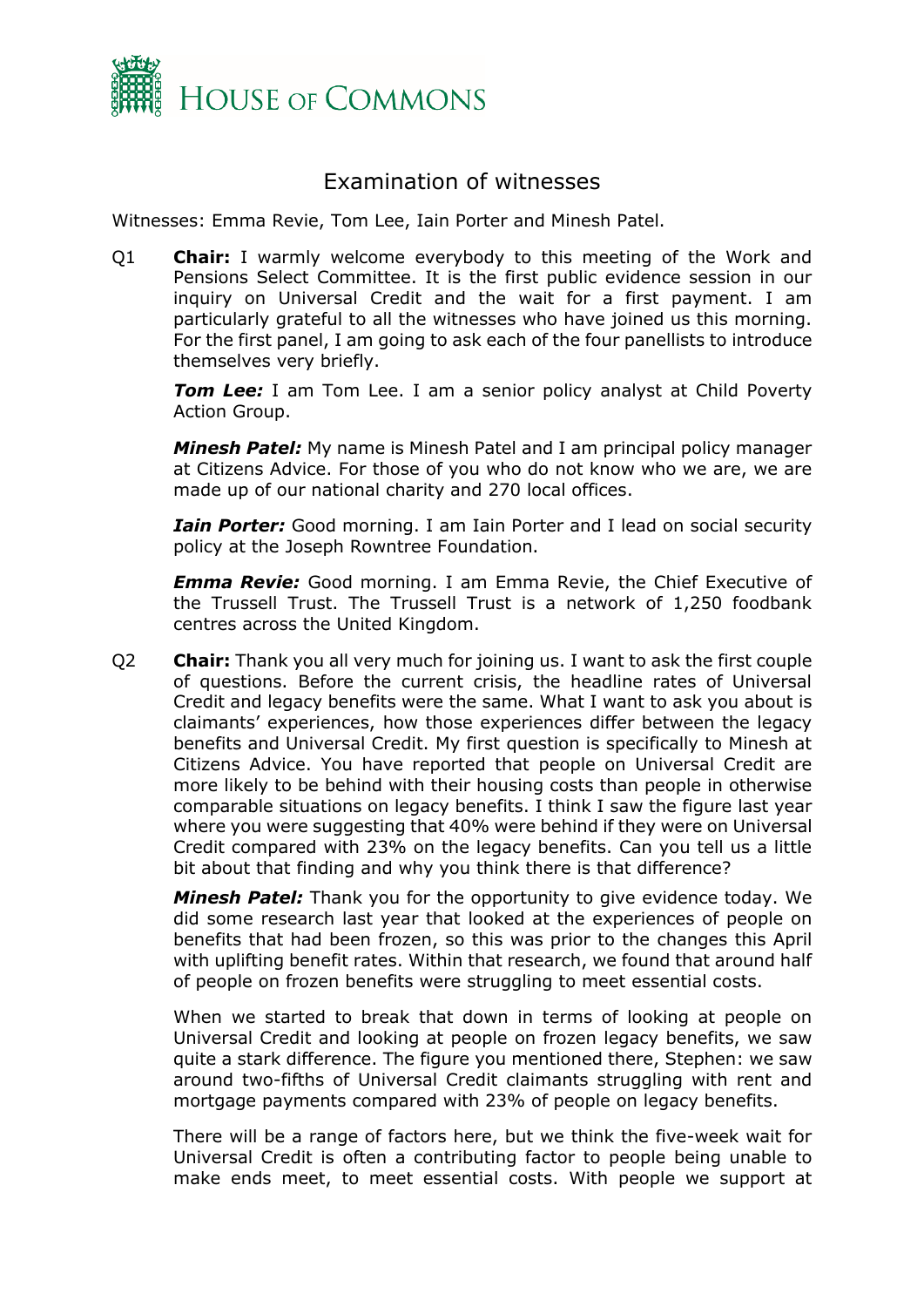# Examination of witnesses

Witnesses: Emma Revie, Tom Lee, Iain Porter and Minesh Patel.

Q1 **Chair:** I warmly welcome everybody to this meeting of the Work and Pensions Select Committee. It is the first public evidence session in our inquiry on Universal Credit and the wait for a first payment. I am particularly grateful to all the witnesses who have joined us this morning. For the first panel, I am going to ask each of the four panellists to introduce themselves very briefly.

***Tom Lee:*** I am Tom Lee. I am a senior policy analyst at Child Poverty Action Group.

***Minesh Patel:*** My name is Minesh Patel and I am principal policy manager at Citizens Advice. For those of you who do not know who we are, we are made up of our national charity and 270 local offices.

***Iain Porter:*** Good morning. I am Iain Porter and I lead on social security policy at the Joseph Rowntree Foundation.

***Emma Revie:*** Good morning. I am Emma Revie, the Chief Executive of the Trussell Trust. The Trussell Trust is a network of 1,250 foodbank centres across the United Kingdom.

Q2 **Chair:** Thank you all very much for joining us. I want to ask the first couple of questions. Before the current crisis, the headline rates of Universal Credit and legacy benefits were the same. What I want to ask you about is claimants' experiences, how those experiences differ between the legacy benefits and Universal Credit. My first question is specifically to Minesh at Citizens Advice. You have reported that people on Universal Credit are more likely to be behind with their housing costs than people in otherwise comparable situations on legacy benefits. I think I saw the figure last year where you were suggesting that 40% were behind if they were on Universal Credit compared with 23% on the legacy benefits. Can you tell us a little bit about that finding and why you think there is that difference?

***Minesh Patel:*** Thank you for the opportunity to give evidence today. We did some research last year that looked at the experiences of people on benefits that had been frozen, so this was prior to the changes this April with uplifting benefit rates. Within that research, we found that around half of people on frozen benefits were struggling to meet essential costs.

When we started to break that down in terms of looking at people on Universal Credit and looking at people on frozen legacy benefits, we saw quite a stark difference. The figure you mentioned there, Stephen: we saw around two-fifths of Universal Credit claimants struggling with rent and mortgage payments compared with 23% of people on legacy benefits.

There will be a range of factors here, but we think the five-week wait for Universal Credit is often a contributing factor to people being unable to make ends meet, to meet essential costs. With people we support at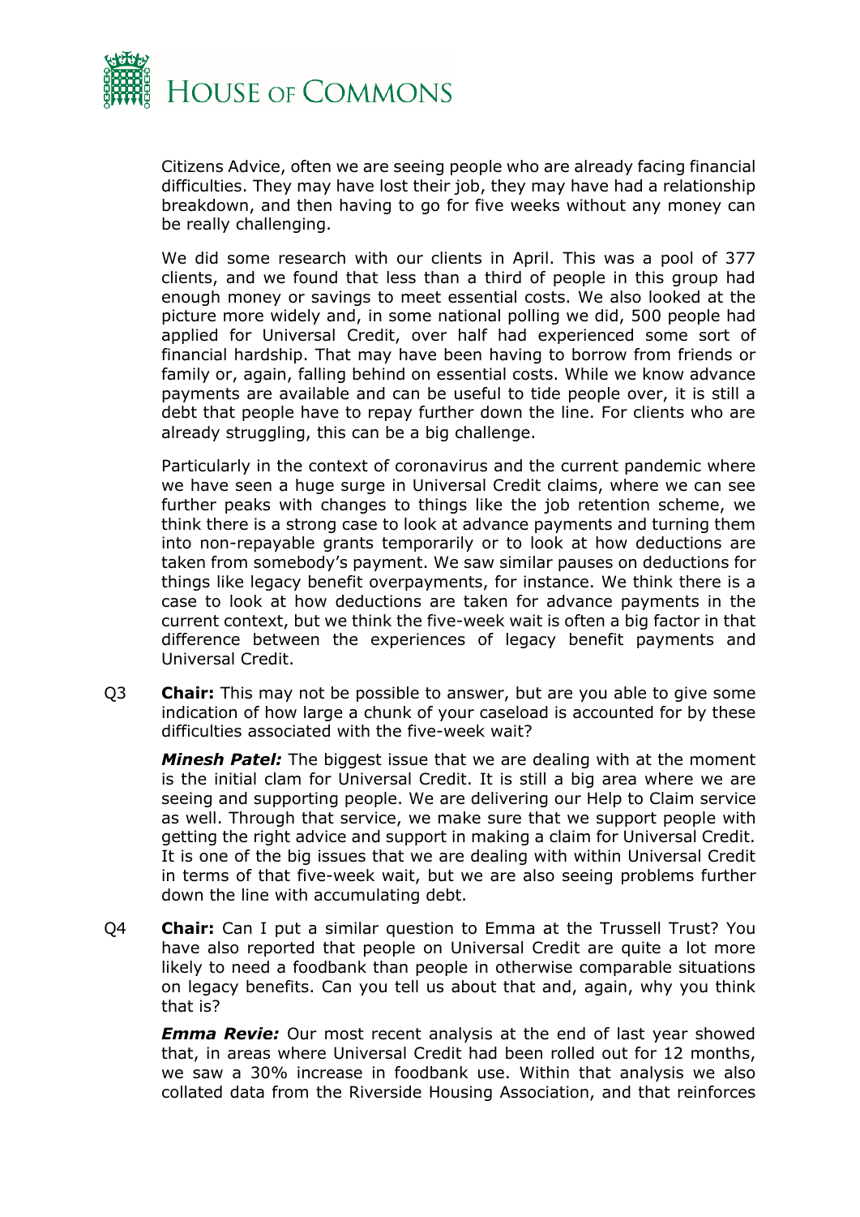Citizens Advice, often we are seeing people who are already facing financial difficulties. They may have lost their job, they may have had a relationship breakdown, and then having to go for five weeks without any money can be really challenging.

We did some research with our clients in April. This was a pool of 377 clients, and we found that less than a third of people in this group had enough money or savings to meet essential costs. We also looked at the picture more widely and, in some national polling we did, 500 people had applied for Universal Credit, over half had experienced some sort of financial hardship. That may have been having to borrow from friends or family or, again, falling behind on essential costs. While we know advance payments are available and can be useful to tide people over, it is still a debt that people have to repay further down the line. For clients who are already struggling, this can be a big challenge.

Particularly in the context of coronavirus and the current pandemic where we have seen a huge surge in Universal Credit claims, where we can see further peaks with changes to things like the job retention scheme, we think there is a strong case to look at advance payments and turning them into non-repayable grants temporarily or to look at how deductions are taken from somebody's payment. We saw similar pauses on deductions for things like legacy benefit overpayments, for instance. We think there is a case to look at how deductions are taken for advance payments in the current context, but we think the five-week wait is often a big factor in that difference between the experiences of legacy benefit payments and Universal Credit.

Q3 **Chair:** This may not be possible to answer, but are you able to give some indication of how large a chunk of your caseload is accounted for by these difficulties associated with the five-week wait?

***Minesh Patel:*** The biggest issue that we are dealing with at the moment is the initial clam for Universal Credit. It is still a big area where we are seeing and supporting people. We are delivering our Help to Claim service as well. Through that service, we make sure that we support people with getting the right advice and support in making a claim for Universal Credit. It is one of the big issues that we are dealing with within Universal Credit in terms of that five-week wait, but we are also seeing problems further down the line with accumulating debt.

Q4 **Chair:** Can I put a similar question to Emma at the Trussell Trust? You have also reported that people on Universal Credit are quite a lot more likely to need a foodbank than people in otherwise comparable situations on legacy benefits. Can you tell us about that and, again, why you think that is?

***Emma Revie:*** Our most recent analysis at the end of last year showed that, in areas where Universal Credit had been rolled out for 12 months, we saw a 30% increase in foodbank use. Within that analysis we also collated data from the Riverside Housing Association, and that reinforces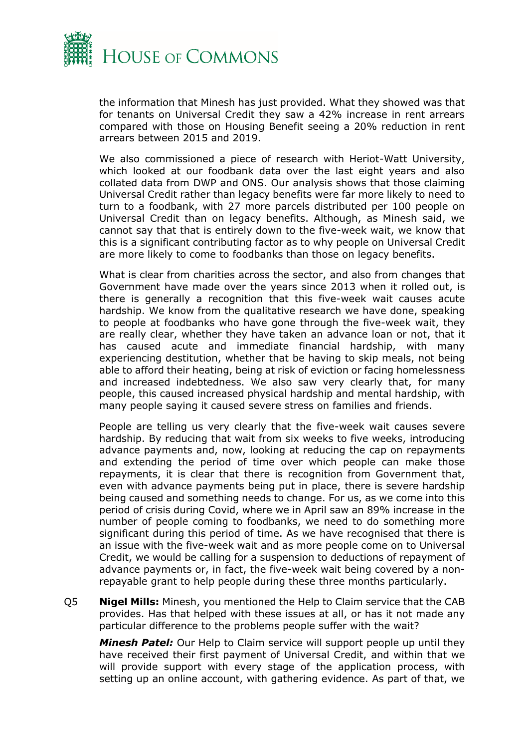the information that Minesh has just provided. What they showed was that for tenants on Universal Credit they saw a 42% increase in rent arrears compared with those on Housing Benefit seeing a 20% reduction in rent arrears between 2015 and 2019.

We also commissioned a piece of research with Heriot-Watt University, which looked at our foodbank data over the last eight years and also collated data from DWP and ONS. Our analysis shows that those claiming Universal Credit rather than legacy benefits were far more likely to need to turn to a foodbank, with 27 more parcels distributed per 100 people on Universal Credit than on legacy benefits. Although, as Minesh said, we cannot say that that is entirely down to the five-week wait, we know that this is a significant contributing factor as to why people on Universal Credit are more likely to come to foodbanks than those on legacy benefits.

What is clear from charities across the sector, and also from changes that Government have made over the years since 2013 when it rolled out, is there is generally a recognition that this five-week wait causes acute hardship. We know from the qualitative research we have done, speaking to people at foodbanks who have gone through the five-week wait, they are really clear, whether they have taken an advance loan or not, that it has caused acute and immediate financial hardship, with many experiencing destitution, whether that be having to skip meals, not being able to afford their heating, being at risk of eviction or facing homelessness and increased indebtedness. We also saw very clearly that, for many people, this caused increased physical hardship and mental hardship, with many people saying it caused severe stress on families and friends.

People are telling us very clearly that the five-week wait causes severe hardship. By reducing that wait from six weeks to five weeks, introducing advance payments and, now, looking at reducing the cap on repayments and extending the period of time over which people can make those repayments, it is clear that there is recognition from Government that, even with advance payments being put in place, there is severe hardship being caused and something needs to change. For us, as we come into this period of crisis during Covid, where we in April saw an 89% increase in the number of people coming to foodbanks, we need to do something more significant during this period of time. As we have recognised that there is an issue with the five-week wait and as more people come on to Universal Credit, we would be calling for a suspension to deductions of repayment of advance payments or, in fact, the five-week wait being covered by a non-repayable grant to help people during these three months particularly.

Q5 **Nigel Mills:** Minesh, you mentioned the Help to Claim service that the CAB provides. Has that helped with these issues at all, or has it not made any particular difference to the problems people suffer with the wait?

***Minesh Patel:*** Our Help to Claim service will support people up until they have received their first payment of Universal Credit, and within that we will provide support with every stage of the application process, with setting up an online account, with gathering evidence. As part of that, we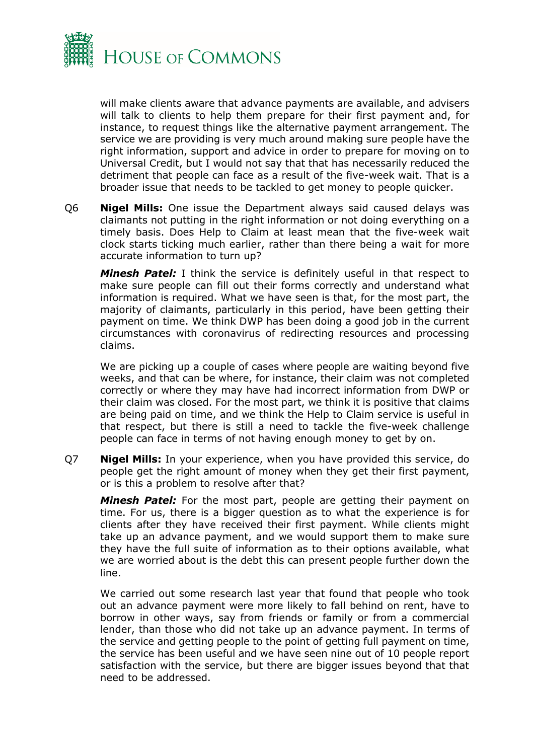will make clients aware that advance payments are available, and advisers will talk to clients to help them prepare for their first payment and, for instance, to request things like the alternative payment arrangement. The service we are providing is very much around making sure people have the right information, support and advice in order to prepare for moving on to Universal Credit, but I would not say that that has necessarily reduced the detriment that people can face as a result of the five-week wait. That is a broader issue that needs to be tackled to get money to people quicker.

Q6 **Nigel Mills:** One issue the Department always said caused delays was claimants not putting in the right information or not doing everything on a timely basis. Does Help to Claim at least mean that the five-week wait clock starts ticking much earlier, rather than there being a wait for more accurate information to turn up?

***Minesh Patel:*** I think the service is definitely useful in that respect to make sure people can fill out their forms correctly and understand what information is required. What we have seen is that, for the most part, the majority of claimants, particularly in this period, have been getting their payment on time. We think DWP has been doing a good job in the current circumstances with coronavirus of redirecting resources and processing claims.

We are picking up a couple of cases where people are waiting beyond five weeks, and that can be where, for instance, their claim was not completed correctly or where they may have had incorrect information from DWP or their claim was closed. For the most part, we think it is positive that claims are being paid on time, and we think the Help to Claim service is useful in that respect, but there is still a need to tackle the five-week challenge people can face in terms of not having enough money to get by on.

Q7 **Nigel Mills:** In your experience, when you have provided this service, do people get the right amount of money when they get their first payment, or is this a problem to resolve after that?

***Minesh Patel:*** For the most part, people are getting their payment on time. For us, there is a bigger question as to what the experience is for clients after they have received their first payment. While clients might take up an advance payment, and we would support them to make sure they have the full suite of information as to their options available, what we are worried about is the debt this can present people further down the line.

We carried out some research last year that found that people who took out an advance payment were more likely to fall behind on rent, have to borrow in other ways, say from friends or family or from a commercial lender, than those who did not take up an advance payment. In terms of the service and getting people to the point of getting full payment on time, the service has been useful and we have seen nine out of 10 people report satisfaction with the service, but there are bigger issues beyond that that need to be addressed.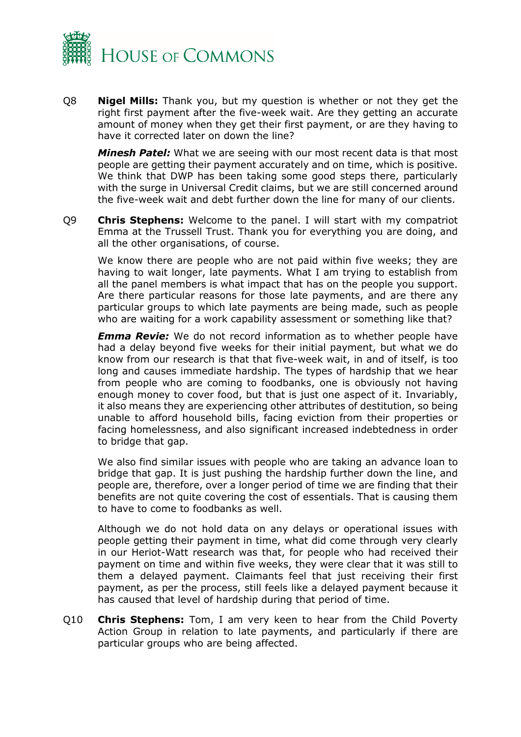Q8 **Nigel Mills:** Thank you, but my question is whether or not they get the right first payment after the five-week wait. Are they getting an accurate amount of money when they get their first payment, or are they having to have it corrected later on down the line?

***Minesh Patel:*** What we are seeing with our most recent data is that most people are getting their payment accurately and on time, which is positive. We think that DWP has been taking some good steps there, particularly with the surge in Universal Credit claims, but we are still concerned around the five-week wait and debt further down the line for many of our clients.

Q9 **Chris Stephens:** Welcome to the panel. I will start with my compatriot Emma at the Trussell Trust. Thank you for everything you are doing, and all the other organisations, of course.

We know there are people who are not paid within five weeks; they are having to wait longer, late payments. What I am trying to establish from all the panel members is what impact that has on the people you support. Are there particular reasons for those late payments, and are there any particular groups to which late payments are being made, such as people who are waiting for a work capability assessment or something like that?

***Emma Revie:*** We do not record information as to whether people have had a delay beyond five weeks for their initial payment, but what we do know from our research is that that five-week wait, in and of itself, is too long and causes immediate hardship. The types of hardship that we hear from people who are coming to foodbanks, one is obviously not having enough money to cover food, but that is just one aspect of it. Invariably, it also means they are experiencing other attributes of destitution, so being unable to afford household bills, facing eviction from their properties or facing homelessness, and also significant increased indebtedness in order to bridge that gap.

We also find similar issues with people who are taking an advance loan to bridge that gap. It is just pushing the hardship further down the line, and people are, therefore, over a longer period of time we are finding that their benefits are not quite covering the cost of essentials. That is causing them to have to come to foodbanks as well.

Although we do not hold data on any delays or operational issues with people getting their payment in time, what did come through very clearly in our Heriot-Watt research was that, for people who had received their payment on time and within five weeks, they were clear that it was still to them a delayed payment. Claimants feel that just receiving their first payment, as per the process, still feels like a delayed payment because it has caused that level of hardship during that period of time.

Q10 **Chris Stephens:** Tom, I am very keen to hear from the Child Poverty Action Group in relation to late payments, and particularly if there are particular groups who are being affected.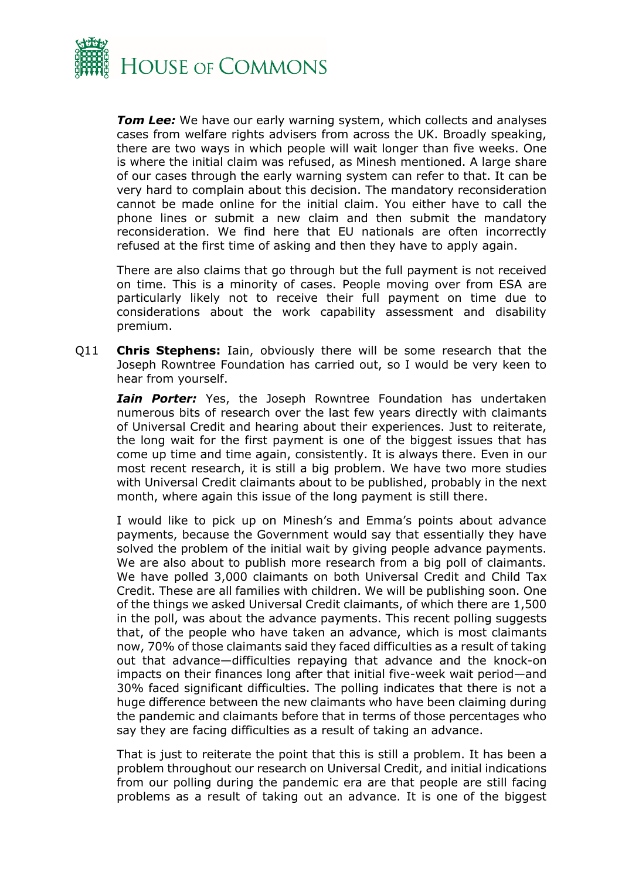***Tom Lee:*** We have our early warning system, which collects and analyses cases from welfare rights advisers from across the UK. Broadly speaking, there are two ways in which people will wait longer than five weeks. One is where the initial claim was refused, as Minesh mentioned. A large share of our cases through the early warning system can refer to that. It can be very hard to complain about this decision. The mandatory reconsideration cannot be made online for the initial claim. You either have to call the phone lines or submit a new claim and then submit the mandatory reconsideration. We find here that EU nationals are often incorrectly refused at the first time of asking and then they have to apply again.

There are also claims that go through but the full payment is not received on time. This is a minority of cases. People moving over from ESA are particularly likely not to receive their full payment on time due to considerations about the work capability assessment and disability premium.

Q11 **Chris Stephens:** Iain, obviously there will be some research that the Joseph Rowntree Foundation has carried out, so I would be very keen to hear from yourself.

***Iain Porter:*** Yes, the Joseph Rowntree Foundation has undertaken numerous bits of research over the last few years directly with claimants of Universal Credit and hearing about their experiences. Just to reiterate, the long wait for the first payment is one of the biggest issues that has come up time and time again, consistently. It is always there. Even in our most recent research, it is still a big problem. We have two more studies with Universal Credit claimants about to be published, probably in the next month, where again this issue of the long payment is still there.

I would like to pick up on Minesh's and Emma's points about advance payments, because the Government would say that essentially they have solved the problem of the initial wait by giving people advance payments. We are also about to publish more research from a big poll of claimants. We have polled 3,000 claimants on both Universal Credit and Child Tax Credit. These are all families with children. We will be publishing soon. One of the things we asked Universal Credit claimants, of which there are 1,500 in the poll, was about the advance payments. This recent polling suggests that, of the people who have taken an advance, which is most claimants now, 70% of those claimants said they faced difficulties as a result of taking out that advance—difficulties repaying that advance and the knock-on impacts on their finances long after that initial five-week wait period—and 30% faced significant difficulties. The polling indicates that there is not a huge difference between the new claimants who have been claiming during the pandemic and claimants before that in terms of those percentages who say they are facing difficulties as a result of taking an advance.

That is just to reiterate the point that this is still a problem. It has been a problem throughout our research on Universal Credit, and initial indications from our polling during the pandemic era are that people are still facing problems as a result of taking out an advance. It is one of the biggest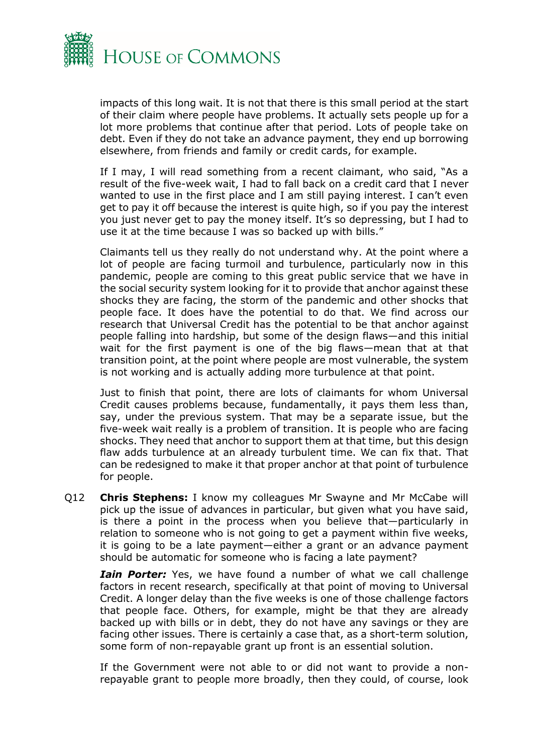impacts of this long wait. It is not that there is this small period at the start of their claim where people have problems. It actually sets people up for a lot more problems that continue after that period. Lots of people take on debt. Even if they do not take an advance payment, they end up borrowing elsewhere, from friends and family or credit cards, for example.

If I may, I will read something from a recent claimant, who said, "As a result of the five-week wait, I had to fall back on a credit card that I never wanted to use in the first place and I am still paying interest. I can't even get to pay it off because the interest is quite high, so if you pay the interest you just never get to pay the money itself. It's so depressing, but I had to use it at the time because I was so backed up with bills."

Claimants tell us they really do not understand why. At the point where a lot of people are facing turmoil and turbulence, particularly now in this pandemic, people are coming to this great public service that we have in the social security system looking for it to provide that anchor against these shocks they are facing, the storm of the pandemic and other shocks that people face. It does have the potential to do that. We find across our research that Universal Credit has the potential to be that anchor against people falling into hardship, but some of the design flaws—and this initial wait for the first payment is one of the big flaws—mean that at that transition point, at the point where people are most vulnerable, the system is not working and is actually adding more turbulence at that point.

Just to finish that point, there are lots of claimants for whom Universal Credit causes problems because, fundamentally, it pays them less than, say, under the previous system. That may be a separate issue, but the five-week wait really is a problem of transition. It is people who are facing shocks. They need that anchor to support them at that time, but this design flaw adds turbulence at an already turbulent time. We can fix that. That can be redesigned to make it that proper anchor at that point of turbulence for people.

Q12 **Chris Stephens:** I know my colleagues Mr Swayne and Mr McCabe will pick up the issue of advances in particular, but given what you have said, is there a point in the process when you believe that—particularly in relation to someone who is not going to get a payment within five weeks, it is going to be a late payment—either a grant or an advance payment should be automatic for someone who is facing a late payment?

***Iain Porter:*** Yes, we have found a number of what we call challenge factors in recent research, specifically at that point of moving to Universal Credit. A longer delay than the five weeks is one of those challenge factors that people face. Others, for example, might be that they are already backed up with bills or in debt, they do not have any savings or they are facing other issues. There is certainly a case that, as a short-term solution, some form of non-repayable grant up front is an essential solution.

If the Government were not able to or did not want to provide a non-repayable grant to people more broadly, then they could, of course, look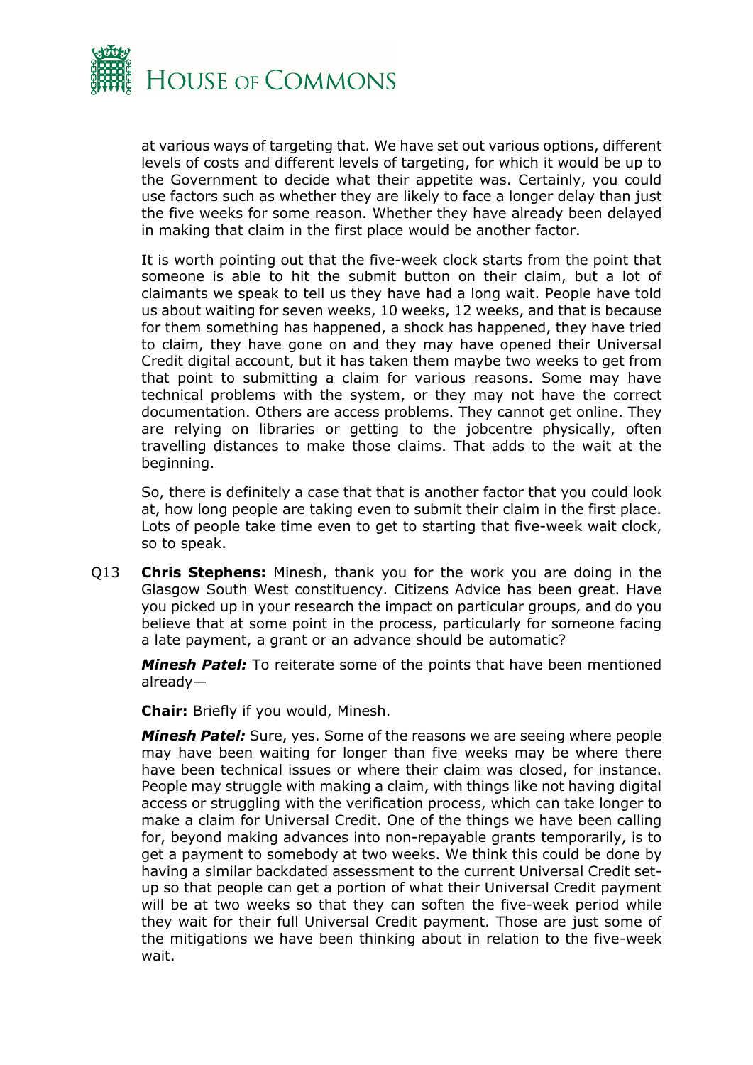at various ways of targeting that. We have set out various options, different levels of costs and different levels of targeting, for which it would be up to the Government to decide what their appetite was. Certainly, you could use factors such as whether they are likely to face a longer delay than just the five weeks for some reason. Whether they have already been delayed in making that claim in the first place would be another factor.

It is worth pointing out that the five-week clock starts from the point that someone is able to hit the submit button on their claim, but a lot of claimants we speak to tell us they have had a long wait. People have told us about waiting for seven weeks, 10 weeks, 12 weeks, and that is because for them something has happened, a shock has happened, they have tried to claim, they have gone on and they may have opened their Universal Credit digital account, but it has taken them maybe two weeks to get from that point to submitting a claim for various reasons. Some may have technical problems with the system, or they may not have the correct documentation. Others are access problems. They cannot get online. They are relying on libraries or getting to the jobcentre physically, often travelling distances to make those claims. That adds to the wait at the beginning.

So, there is definitely a case that that is another factor that you could look at, how long people are taking even to submit their claim in the first place. Lots of people take time even to get to starting that five-week wait clock, so to speak.

Q13 **Chris Stephens:** Minesh, thank you for the work you are doing in the Glasgow South West constituency. Citizens Advice has been great. Have you picked up in your research the impact on particular groups, and do you believe that at some point in the process, particularly for someone facing a late payment, a grant or an advance should be automatic?

***Minesh Patel:*** To reiterate some of the points that have been mentioned already—

**Chair:** Briefly if you would, Minesh.

***Minesh Patel:*** Sure, yes. Some of the reasons we are seeing where people may have been waiting for longer than five weeks may be where there have been technical issues or where their claim was closed, for instance. People may struggle with making a claim, with things like not having digital access or struggling with the verification process, which can take longer to make a claim for Universal Credit. One of the things we have been calling for, beyond making advances into non-repayable grants temporarily, is to get a payment to somebody at two weeks. We think this could be done by having a similar backdated assessment to the current Universal Credit set-up so that people can get a portion of what their Universal Credit payment will be at two weeks so that they can soften the five-week period while they wait for their full Universal Credit payment. Those are just some of the mitigations we have been thinking about in relation to the five-week wait.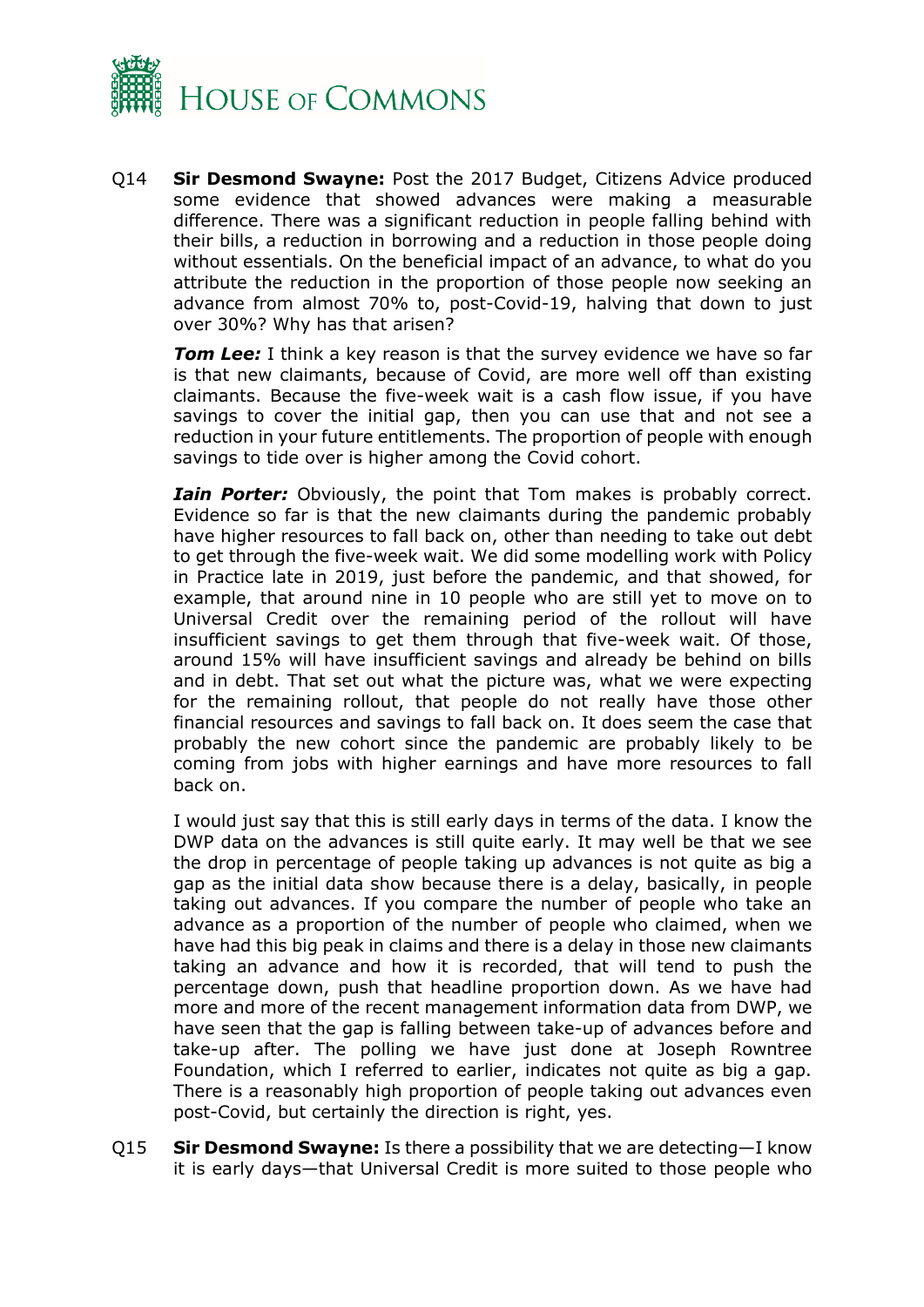Q14 **Sir Desmond Swayne:** Post the 2017 Budget, Citizens Advice produced some evidence that showed advances were making a measurable difference. There was a significant reduction in people falling behind with their bills, a reduction in borrowing and a reduction in those people doing without essentials. On the beneficial impact of an advance, to what do you attribute the reduction in the proportion of those people now seeking an advance from almost 70% to, post-Covid-19, halving that down to just over 30%? Why has that arisen?

***Tom Lee:*** I think a key reason is that the survey evidence we have so far is that new claimants, because of Covid, are more well off than existing claimants. Because the five-week wait is a cash flow issue, if you have savings to cover the initial gap, then you can use that and not see a reduction in your future entitlements. The proportion of people with enough savings to tide over is higher among the Covid cohort.

***Iain Porter:*** Obviously, the point that Tom makes is probably correct. Evidence so far is that the new claimants during the pandemic probably have higher resources to fall back on, other than needing to take out debt to get through the five-week wait. We did some modelling work with Policy in Practice late in 2019, just before the pandemic, and that showed, for example, that around nine in 10 people who are still yet to move on to Universal Credit over the remaining period of the rollout will have insufficient savings to get them through that five-week wait. Of those, around 15% will have insufficient savings and already be behind on bills and in debt. That set out what the picture was, what we were expecting for the remaining rollout, that people do not really have those other financial resources and savings to fall back on. It does seem the case that probably the new cohort since the pandemic are probably likely to be coming from jobs with higher earnings and have more resources to fall back on.

I would just say that this is still early days in terms of the data. I know the DWP data on the advances is still quite early. It may well be that we see the drop in percentage of people taking up advances is not quite as big a gap as the initial data show because there is a delay, basically, in people taking out advances. If you compare the number of people who take an advance as a proportion of the number of people who claimed, when we have had this big peak in claims and there is a delay in those new claimants taking an advance and how it is recorded, that will tend to push the percentage down, push that headline proportion down. As we have had more and more of the recent management information data from DWP, we have seen that the gap is falling between take-up of advances before and take-up after. The polling we have just done at Joseph Rowntree Foundation, which I referred to earlier, indicates not quite as big a gap. There is a reasonably high proportion of people taking out advances even post-Covid, but certainly the direction is right, yes.

Q15 **Sir Desmond Swayne:** Is there a possibility that we are detecting—I know it is early days—that Universal Credit is more suited to those people who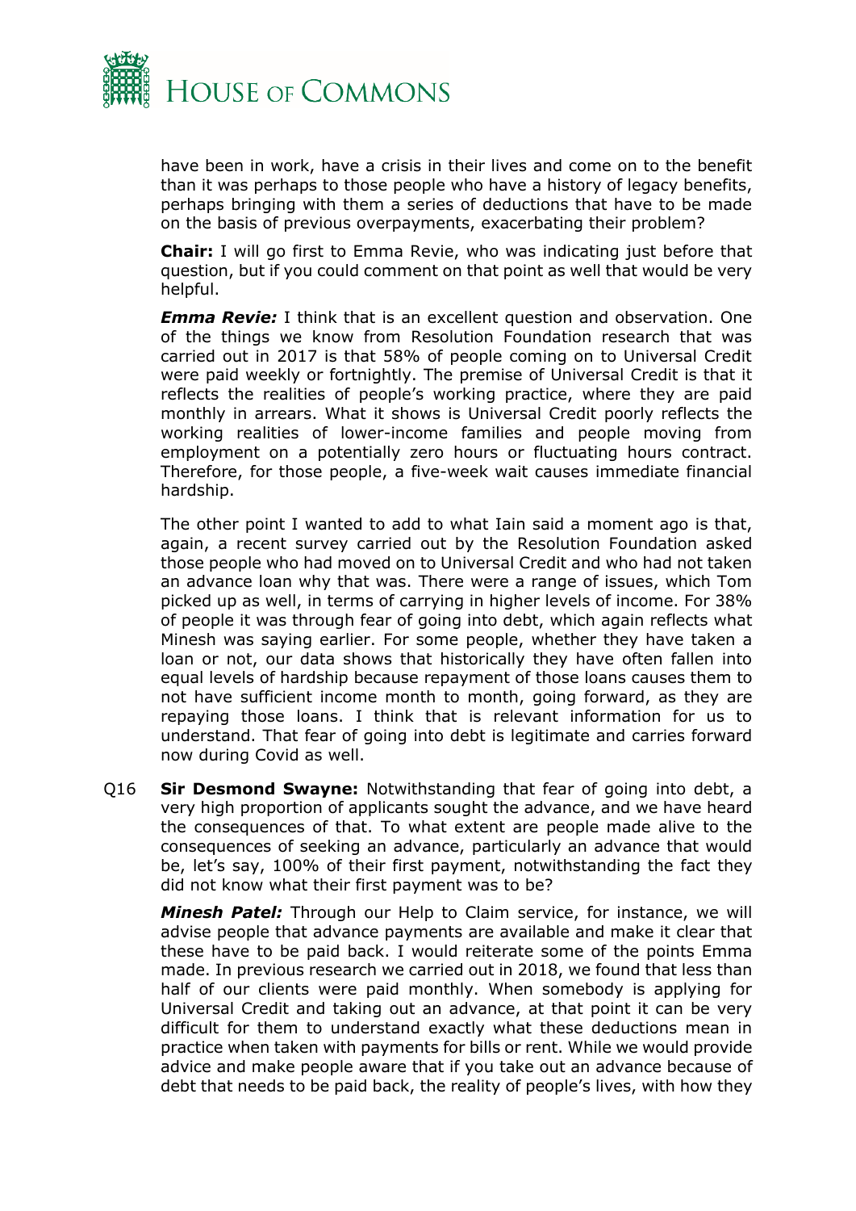have been in work, have a crisis in their lives and come on to the benefit than it was perhaps to those people who have a history of legacy benefits, perhaps bringing with them a series of deductions that have to be made on the basis of previous overpayments, exacerbating their problem?

**Chair:** I will go first to Emma Revie, who was indicating just before that question, but if you could comment on that point as well that would be very helpful.

***Emma Revie:*** I think that is an excellent question and observation. One of the things we know from Resolution Foundation research that was carried out in 2017 is that 58% of people coming on to Universal Credit were paid weekly or fortnightly. The premise of Universal Credit is that it reflects the realities of people's working practice, where they are paid monthly in arrears. What it shows is Universal Credit poorly reflects the working realities of lower-income families and people moving from employment on a potentially zero hours or fluctuating hours contract. Therefore, for those people, a five-week wait causes immediate financial hardship.

The other point I wanted to add to what Iain said a moment ago is that, again, a recent survey carried out by the Resolution Foundation asked those people who had moved on to Universal Credit and who had not taken an advance loan why that was. There were a range of issues, which Tom picked up as well, in terms of carrying in higher levels of income. For 38% of people it was through fear of going into debt, which again reflects what Minesh was saying earlier. For some people, whether they have taken a loan or not, our data shows that historically they have often fallen into equal levels of hardship because repayment of those loans causes them to not have sufficient income month to month, going forward, as they are repaying those loans. I think that is relevant information for us to understand. That fear of going into debt is legitimate and carries forward now during Covid as well.

Q16 **Sir Desmond Swayne:** Notwithstanding that fear of going into debt, a very high proportion of applicants sought the advance, and we have heard the consequences of that. To what extent are people made alive to the consequences of seeking an advance, particularly an advance that would be, let's say, 100% of their first payment, notwithstanding the fact they did not know what their first payment was to be?

***Minesh Patel:*** Through our Help to Claim service, for instance, we will advise people that advance payments are available and make it clear that these have to be paid back. I would reiterate some of the points Emma made. In previous research we carried out in 2018, we found that less than half of our clients were paid monthly. When somebody is applying for Universal Credit and taking out an advance, at that point it can be very difficult for them to understand exactly what these deductions mean in practice when taken with payments for bills or rent. While we would provide advice and make people aware that if you take out an advance because of debt that needs to be paid back, the reality of people's lives, with how they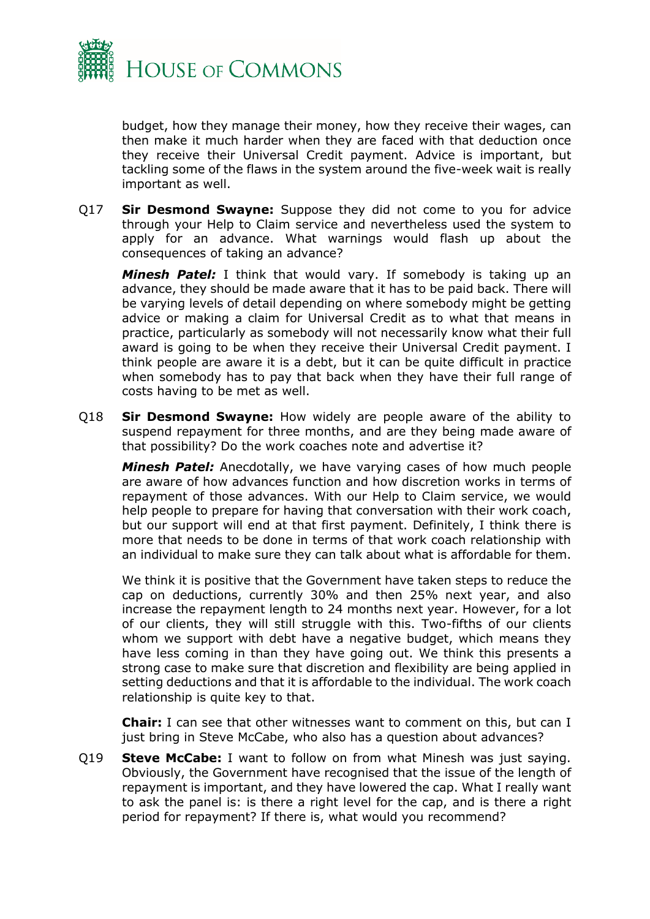budget, how they manage their money, how they receive their wages, can then make it much harder when they are faced with that deduction once they receive their Universal Credit payment. Advice is important, but tackling some of the flaws in the system around the five-week wait is really important as well.

Q17 **Sir Desmond Swayne:** Suppose they did not come to you for advice through your Help to Claim service and nevertheless used the system to apply for an advance. What warnings would flash up about the consequences of taking an advance?

***Minesh Patel:*** I think that would vary. If somebody is taking up an advance, they should be made aware that it has to be paid back. There will be varying levels of detail depending on where somebody might be getting advice or making a claim for Universal Credit as to what that means in practice, particularly as somebody will not necessarily know what their full award is going to be when they receive their Universal Credit payment. I think people are aware it is a debt, but it can be quite difficult in practice when somebody has to pay that back when they have their full range of costs having to be met as well.

Q18 **Sir Desmond Swayne:** How widely are people aware of the ability to suspend repayment for three months, and are they being made aware of that possibility? Do the work coaches note and advertise it?

***Minesh Patel:*** Anecdotally, we have varying cases of how much people are aware of how advances function and how discretion works in terms of repayment of those advances. With our Help to Claim service, we would help people to prepare for having that conversation with their work coach, but our support will end at that first payment. Definitely, I think there is more that needs to be done in terms of that work coach relationship with an individual to make sure they can talk about what is affordable for them.

We think it is positive that the Government have taken steps to reduce the cap on deductions, currently 30% and then 25% next year, and also increase the repayment length to 24 months next year. However, for a lot of our clients, they will still struggle with this. Two-fifths of our clients whom we support with debt have a negative budget, which means they have less coming in than they have going out. We think this presents a strong case to make sure that discretion and flexibility are being applied in setting deductions and that it is affordable to the individual. The work coach relationship is quite key to that.

**Chair:** I can see that other witnesses want to comment on this, but can I just bring in Steve McCabe, who also has a question about advances?

Q19 **Steve McCabe:** I want to follow on from what Minesh was just saying. Obviously, the Government have recognised that the issue of the length of repayment is important, and they have lowered the cap. What I really want to ask the panel is: is there a right level for the cap, and is there a right period for repayment? If there is, what would you recommend?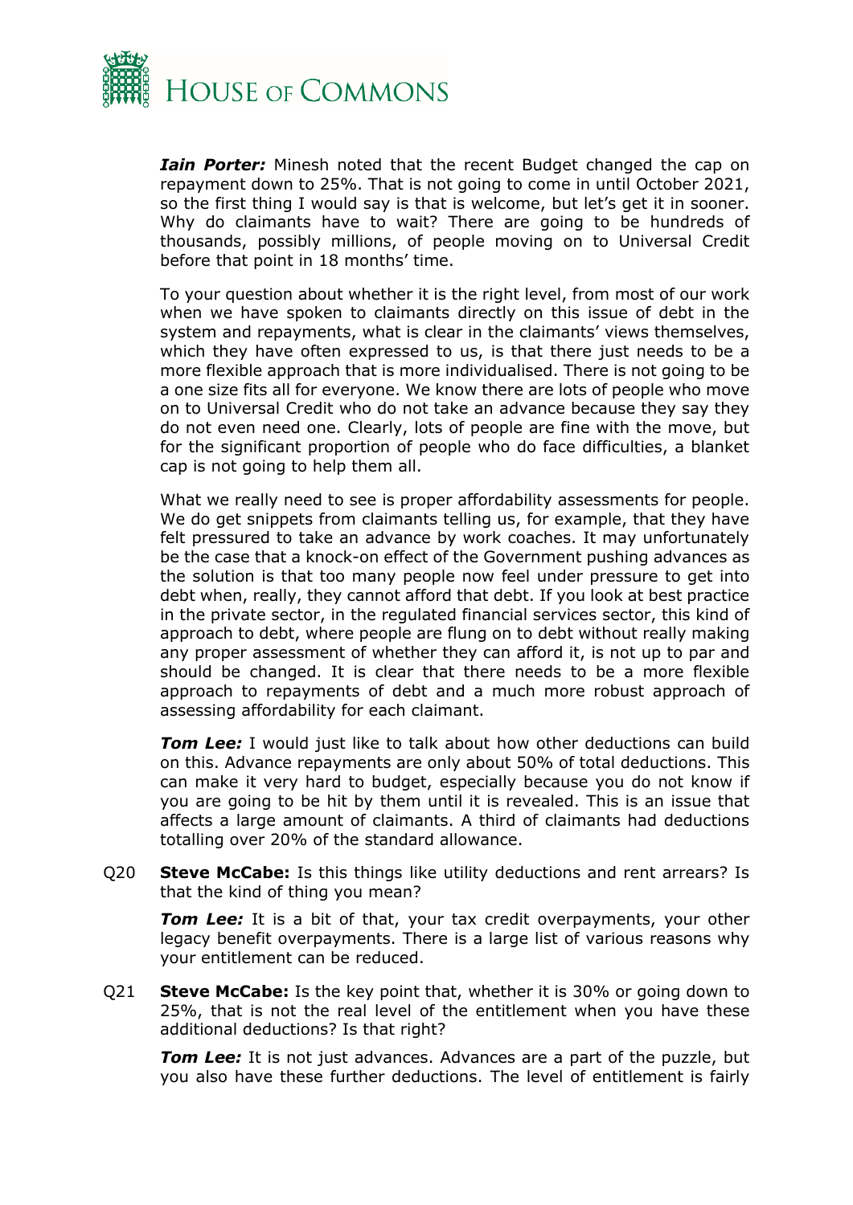***Iain Porter:*** Minesh noted that the recent Budget changed the cap on repayment down to 25%. That is not going to come in until October 2021, so the first thing I would say is that is welcome, but let's get it in sooner. Why do claimants have to wait? There are going to be hundreds of thousands, possibly millions, of people moving on to Universal Credit before that point in 18 months' time.

To your question about whether it is the right level, from most of our work when we have spoken to claimants directly on this issue of debt in the system and repayments, what is clear in the claimants' views themselves, which they have often expressed to us, is that there just needs to be a more flexible approach that is more individualised. There is not going to be a one size fits all for everyone. We know there are lots of people who move on to Universal Credit who do not take an advance because they say they do not even need one. Clearly, lots of people are fine with the move, but for the significant proportion of people who do face difficulties, a blanket cap is not going to help them all.

What we really need to see is proper affordability assessments for people. We do get snippets from claimants telling us, for example, that they have felt pressured to take an advance by work coaches. It may unfortunately be the case that a knock-on effect of the Government pushing advances as the solution is that too many people now feel under pressure to get into debt when, really, they cannot afford that debt. If you look at best practice in the private sector, in the regulated financial services sector, this kind of approach to debt, where people are flung on to debt without really making any proper assessment of whether they can afford it, is not up to par and should be changed. It is clear that there needs to be a more flexible approach to repayments of debt and a much more robust approach of assessing affordability for each claimant.

***Tom Lee:*** I would just like to talk about how other deductions can build on this. Advance repayments are only about 50% of total deductions. This can make it very hard to budget, especially because you do not know if you are going to be hit by them until it is revealed. This is an issue that affects a large amount of claimants. A third of claimants had deductions totalling over 20% of the standard allowance.

Q20 **Steve McCabe:** Is this things like utility deductions and rent arrears? Is that the kind of thing you mean?

***Tom Lee:*** It is a bit of that, your tax credit overpayments, your other legacy benefit overpayments. There is a large list of various reasons why your entitlement can be reduced.

Q21 **Steve McCabe:** Is the key point that, whether it is 30% or going down to 25%, that is not the real level of the entitlement when you have these additional deductions? Is that right?

***Tom Lee:*** It is not just advances. Advances are a part of the puzzle, but you also have these further deductions. The level of entitlement is fairly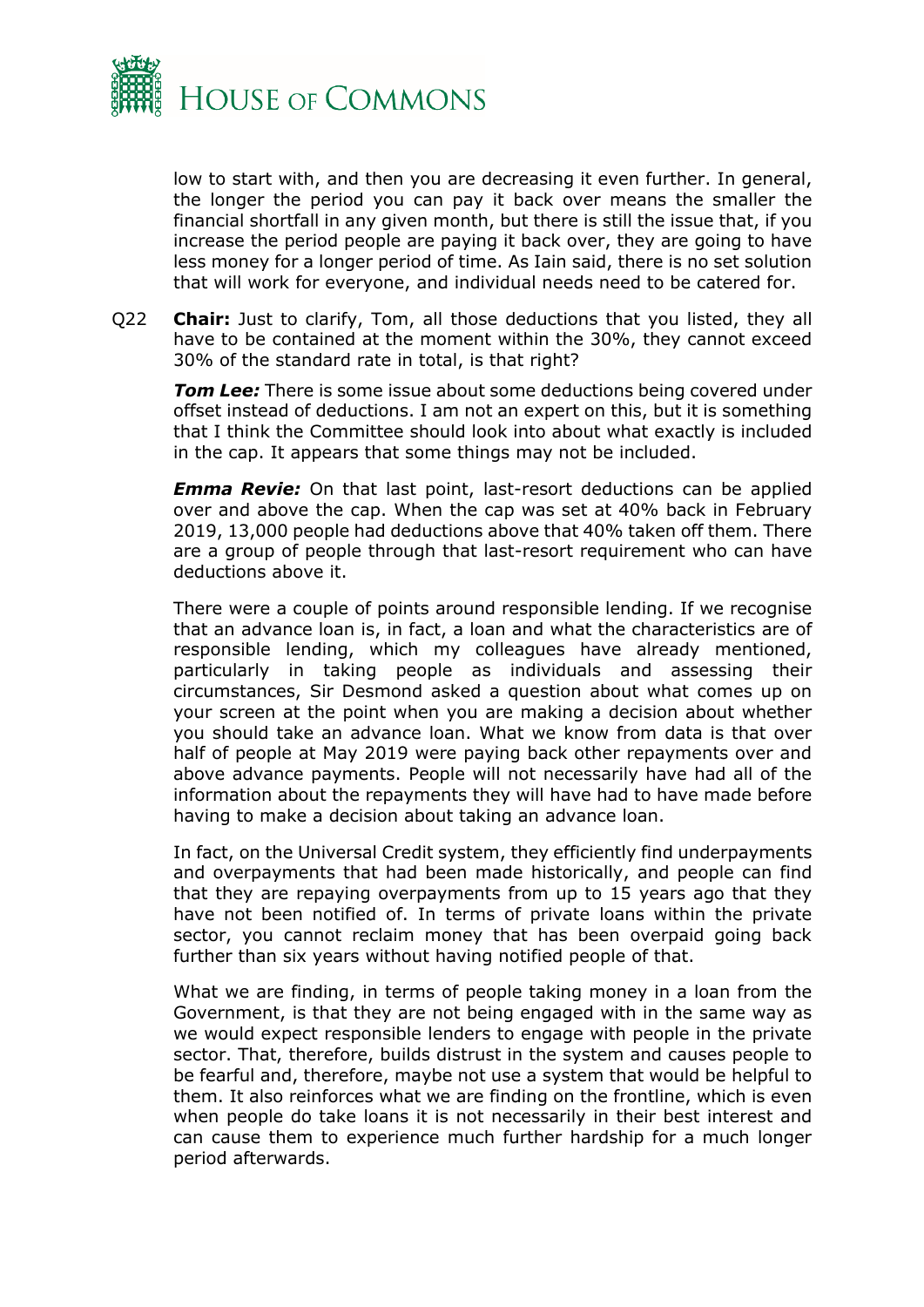low to start with, and then you are decreasing it even further. In general, the longer the period you can pay it back over means the smaller the financial shortfall in any given month, but there is still the issue that, if you increase the period people are paying it back over, they are going to have less money for a longer period of time. As Iain said, there is no set solution that will work for everyone, and individual needs need to be catered for.

Q22 **Chair:** Just to clarify, Tom, all those deductions that you listed, they all have to be contained at the moment within the 30%, they cannot exceed 30% of the standard rate in total, is that right?

***Tom Lee:*** There is some issue about some deductions being covered under offset instead of deductions. I am not an expert on this, but it is something that I think the Committee should look into about what exactly is included in the cap. It appears that some things may not be included.

***Emma Revie:*** On that last point, last-resort deductions can be applied over and above the cap. When the cap was set at 40% back in February 2019, 13,000 people had deductions above that 40% taken off them. There are a group of people through that last-resort requirement who can have deductions above it.

There were a couple of points around responsible lending. If we recognise that an advance loan is, in fact, a loan and what the characteristics are of responsible lending, which my colleagues have already mentioned, particularly in taking people as individuals and assessing their circumstances, Sir Desmond asked a question about what comes up on your screen at the point when you are making a decision about whether you should take an advance loan. What we know from data is that over half of people at May 2019 were paying back other repayments over and above advance payments. People will not necessarily have had all of the information about the repayments they will have had to have made before having to make a decision about taking an advance loan.

In fact, on the Universal Credit system, they efficiently find underpayments and overpayments that had been made historically, and people can find that they are repaying overpayments from up to 15 years ago that they have not been notified of. In terms of private loans within the private sector, you cannot reclaim money that has been overpaid going back further than six years without having notified people of that.

What we are finding, in terms of people taking money in a loan from the Government, is that they are not being engaged with in the same way as we would expect responsible lenders to engage with people in the private sector. That, therefore, builds distrust in the system and causes people to be fearful and, therefore, maybe not use a system that would be helpful to them. It also reinforces what we are finding on the frontline, which is even when people do take loans it is not necessarily in their best interest and can cause them to experience much further hardship for a much longer period afterwards.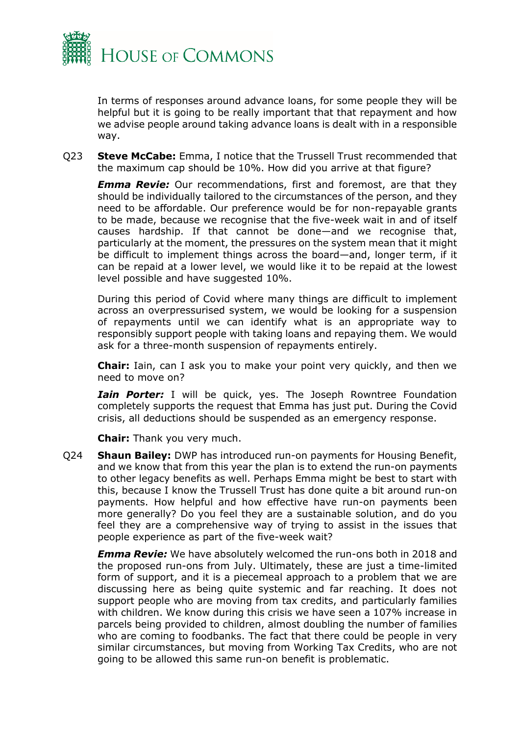In terms of responses around advance loans, for some people they will be helpful but it is going to be really important that that repayment and how we advise people around taking advance loans is dealt with in a responsible way.

Q23 **Steve McCabe:** Emma, I notice that the Trussell Trust recommended that the maximum cap should be 10%. How did you arrive at that figure?

***Emma Revie:*** Our recommendations, first and foremost, are that they should be individually tailored to the circumstances of the person, and they need to be affordable. Our preference would be for non-repayable grants to be made, because we recognise that the five-week wait in and of itself causes hardship. If that cannot be done—and we recognise that, particularly at the moment, the pressures on the system mean that it might be difficult to implement things across the board—and, longer term, if it can be repaid at a lower level, we would like it to be repaid at the lowest level possible and have suggested 10%.

During this period of Covid where many things are difficult to implement across an overpressurised system, we would be looking for a suspension of repayments until we can identify what is an appropriate way to responsibly support people with taking loans and repaying them. We would ask for a three-month suspension of repayments entirely.

**Chair:** Iain, can I ask you to make your point very quickly, and then we need to move on?

***Iain Porter:*** I will be quick, yes. The Joseph Rowntree Foundation completely supports the request that Emma has just put. During the Covid crisis, all deductions should be suspended as an emergency response.

**Chair:** Thank you very much.

Q24 **Shaun Bailey:** DWP has introduced run-on payments for Housing Benefit, and we know that from this year the plan is to extend the run-on payments to other legacy benefits as well. Perhaps Emma might be best to start with this, because I know the Trussell Trust has done quite a bit around run-on payments. How helpful and how effective have run-on payments been more generally? Do you feel they are a sustainable solution, and do you feel they are a comprehensive way of trying to assist in the issues that people experience as part of the five-week wait?

***Emma Revie:*** We have absolutely welcomed the run-ons both in 2018 and the proposed run-ons from July. Ultimately, these are just a time-limited form of support, and it is a piecemeal approach to a problem that we are discussing here as being quite systemic and far reaching. It does not support people who are moving from tax credits, and particularly families with children. We know during this crisis we have seen a 107% increase in parcels being provided to children, almost doubling the number of families who are coming to foodbanks. The fact that there could be people in very similar circumstances, but moving from Working Tax Credits, who are not going to be allowed this same run-on benefit is problematic.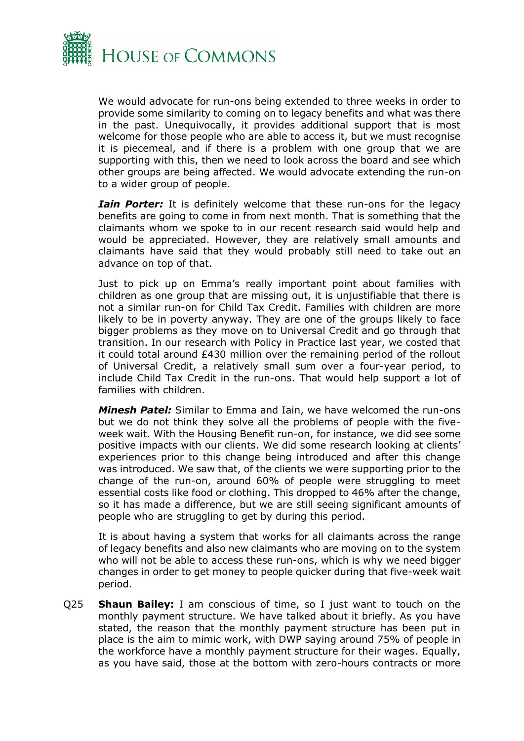We would advocate for run-ons being extended to three weeks in order to provide some similarity to coming on to legacy benefits and what was there in the past. Unequivocally, it provides additional support that is most welcome for those people who are able to access it, but we must recognise it is piecemeal, and if there is a problem with one group that we are supporting with this, then we need to look across the board and see which other groups are being affected. We would advocate extending the run-on to a wider group of people.

***Iain Porter:*** It is definitely welcome that these run-ons for the legacy benefits are going to come in from next month. That is something that the claimants whom we spoke to in our recent research said would help and would be appreciated. However, they are relatively small amounts and claimants have said that they would probably still need to take out an advance on top of that.

Just to pick up on Emma's really important point about families with children as one group that are missing out, it is unjustifiable that there is not a similar run-on for Child Tax Credit. Families with children are more likely to be in poverty anyway. They are one of the groups likely to face bigger problems as they move on to Universal Credit and go through that transition. In our research with Policy in Practice last year, we costed that it could total around £430 million over the remaining period of the rollout of Universal Credit, a relatively small sum over a four-year period, to include Child Tax Credit in the run-ons. That would help support a lot of families with children.

***Minesh Patel:*** Similar to Emma and Iain, we have welcomed the run-ons but we do not think they solve all the problems of people with the five-week wait. With the Housing Benefit run-on, for instance, we did see some positive impacts with our clients. We did some research looking at clients' experiences prior to this change being introduced and after this change was introduced. We saw that, of the clients we were supporting prior to the change of the run-on, around 60% of people were struggling to meet essential costs like food or clothing. This dropped to 46% after the change, so it has made a difference, but we are still seeing significant amounts of people who are struggling to get by during this period.

It is about having a system that works for all claimants across the range of legacy benefits and also new claimants who are moving on to the system who will not be able to access these run-ons, which is why we need bigger changes in order to get money to people quicker during that five-week wait period.

Q25 **Shaun Bailey:** I am conscious of time, so I just want to touch on the monthly payment structure. We have talked about it briefly. As you have stated, the reason that the monthly payment structure has been put in place is the aim to mimic work, with DWP saying around 75% of people in the workforce have a monthly payment structure for their wages. Equally, as you have said, those at the bottom with zero-hours contracts or more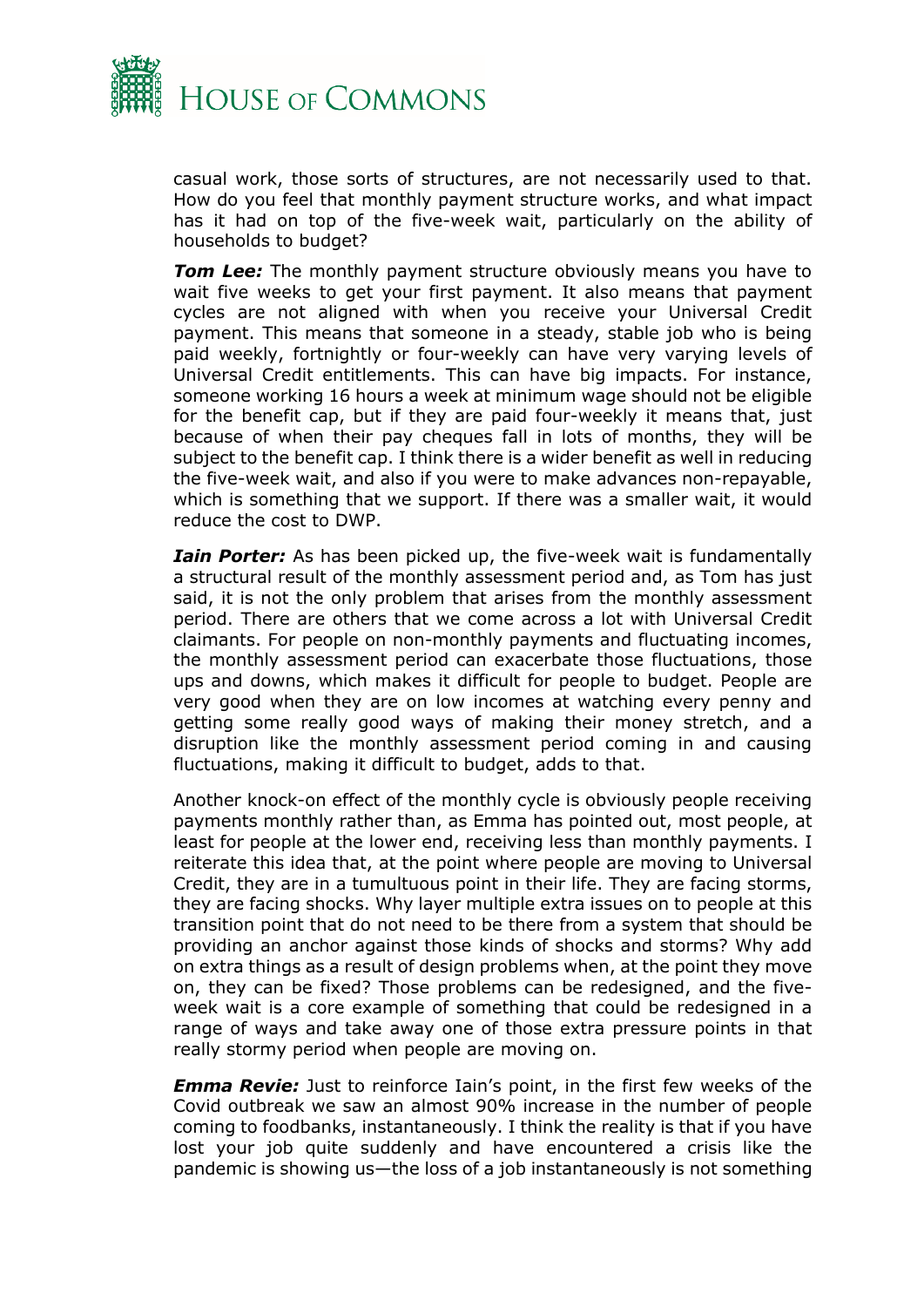casual work, those sorts of structures, are not necessarily used to that. How do you feel that monthly payment structure works, and what impact has it had on top of the five-week wait, particularly on the ability of households to budget?

***Tom Lee:*** The monthly payment structure obviously means you have to wait five weeks to get your first payment. It also means that payment cycles are not aligned with when you receive your Universal Credit payment. This means that someone in a steady, stable job who is being paid weekly, fortnightly or four-weekly can have very varying levels of Universal Credit entitlements. This can have big impacts. For instance, someone working 16 hours a week at minimum wage should not be eligible for the benefit cap, but if they are paid four-weekly it means that, just because of when their pay cheques fall in lots of months, they will be subject to the benefit cap. I think there is a wider benefit as well in reducing the five-week wait, and also if you were to make advances non-repayable, which is something that we support. If there was a smaller wait, it would reduce the cost to DWP.

***Iain Porter:*** As has been picked up, the five-week wait is fundamentally a structural result of the monthly assessment period and, as Tom has just said, it is not the only problem that arises from the monthly assessment period. There are others that we come across a lot with Universal Credit claimants. For people on non-monthly payments and fluctuating incomes, the monthly assessment period can exacerbate those fluctuations, those ups and downs, which makes it difficult for people to budget. People are very good when they are on low incomes at watching every penny and getting some really good ways of making their money stretch, and a disruption like the monthly assessment period coming in and causing fluctuations, making it difficult to budget, adds to that.

Another knock-on effect of the monthly cycle is obviously people receiving payments monthly rather than, as Emma has pointed out, most people, at least for people at the lower end, receiving less than monthly payments. I reiterate this idea that, at the point where people are moving to Universal Credit, they are in a tumultuous point in their life. They are facing storms, they are facing shocks. Why layer multiple extra issues on to people at this transition point that do not need to be there from a system that should be providing an anchor against those kinds of shocks and storms? Why add on extra things as a result of design problems when, at the point they move on, they can be fixed? Those problems can be redesigned, and the five-week wait is a core example of something that could be redesigned in a range of ways and take away one of those extra pressure points in that really stormy period when people are moving on.

***Emma Revie:*** Just to reinforce Iain's point, in the first few weeks of the Covid outbreak we saw an almost 90% increase in the number of people coming to foodbanks, instantaneously. I think the reality is that if you have lost your job quite suddenly and have encountered a crisis like the pandemic is showing us—the loss of a job instantaneously is not something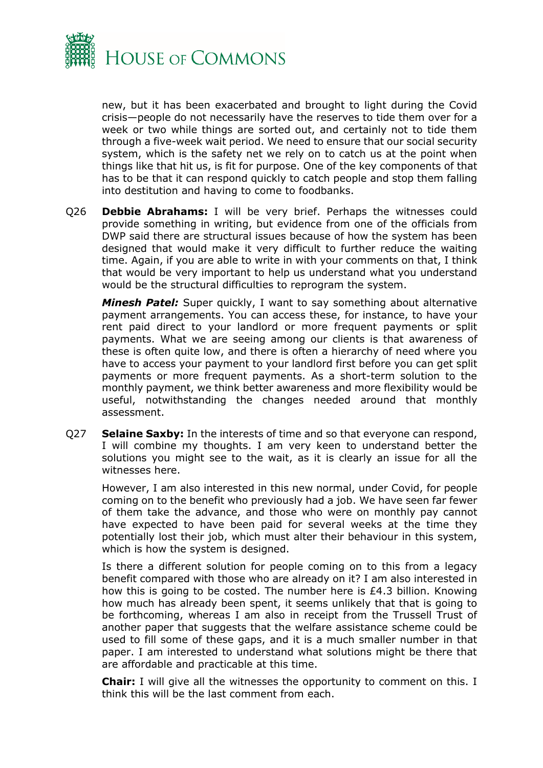new, but it has been exacerbated and brought to light during the Covid crisis—people do not necessarily have the reserves to tide them over for a week or two while things are sorted out, and certainly not to tide them through a five-week wait period. We need to ensure that our social security system, which is the safety net we rely on to catch us at the point when things like that hit us, is fit for purpose. One of the key components of that has to be that it can respond quickly to catch people and stop them falling into destitution and having to come to foodbanks.

Q26 **Debbie Abrahams:** I will be very brief. Perhaps the witnesses could provide something in writing, but evidence from one of the officials from DWP said there are structural issues because of how the system has been designed that would make it very difficult to further reduce the waiting time. Again, if you are able to write in with your comments on that, I think that would be very important to help us understand what you understand would be the structural difficulties to reprogram the system.

***Minesh Patel:*** Super quickly, I want to say something about alternative payment arrangements. You can access these, for instance, to have your rent paid direct to your landlord or more frequent payments or split payments. What we are seeing among our clients is that awareness of these is often quite low, and there is often a hierarchy of need where you have to access your payment to your landlord first before you can get split payments or more frequent payments. As a short-term solution to the monthly payment, we think better awareness and more flexibility would be useful, notwithstanding the changes needed around that monthly assessment.

Q27 **Selaine Saxby:** In the interests of time and so that everyone can respond, I will combine my thoughts. I am very keen to understand better the solutions you might see to the wait, as it is clearly an issue for all the witnesses here.

However, I am also interested in this new normal, under Covid, for people coming on to the benefit who previously had a job. We have seen far fewer of them take the advance, and those who were on monthly pay cannot have expected to have been paid for several weeks at the time they potentially lost their job, which must alter their behaviour in this system, which is how the system is designed.

Is there a different solution for people coming on to this from a legacy benefit compared with those who are already on it? I am also interested in how this is going to be costed. The number here is £4.3 billion. Knowing how much has already been spent, it seems unlikely that that is going to be forthcoming, whereas I am also in receipt from the Trussell Trust of another paper that suggests that the welfare assistance scheme could be used to fill some of these gaps, and it is a much smaller number in that paper. I am interested to understand what solutions might be there that are affordable and practicable at this time.

**Chair:** I will give all the witnesses the opportunity to comment on this. I think this will be the last comment from each.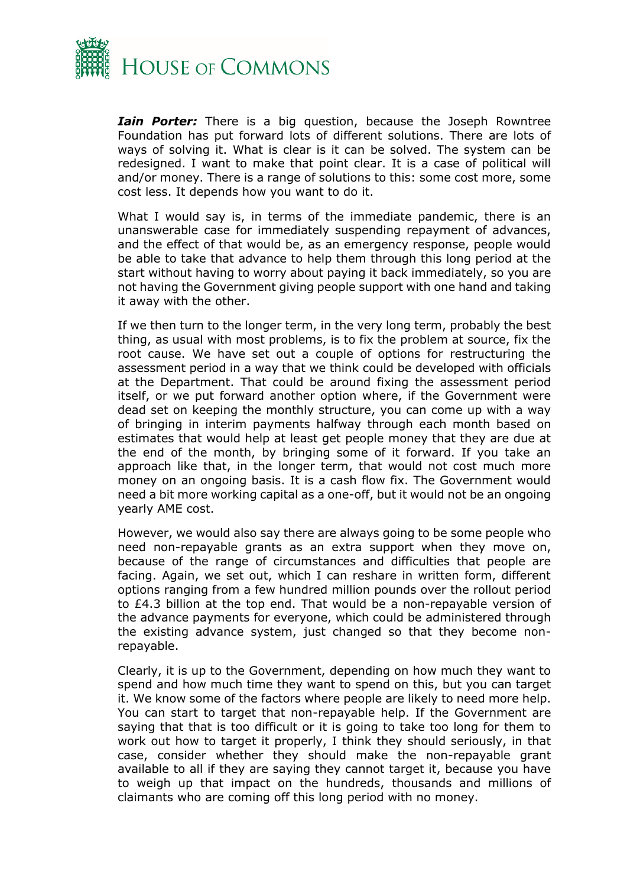***Iain Porter:*** There is a big question, because the Joseph Rowntree Foundation has put forward lots of different solutions. There are lots of ways of solving it. What is clear is it can be solved. The system can be redesigned. I want to make that point clear. It is a case of political will and/or money. There is a range of solutions to this: some cost more, some cost less. It depends how you want to do it.

What I would say is, in terms of the immediate pandemic, there is an unanswerable case for immediately suspending repayment of advances, and the effect of that would be, as an emergency response, people would be able to take that advance to help them through this long period at the start without having to worry about paying it back immediately, so you are not having the Government giving people support with one hand and taking it away with the other.

If we then turn to the longer term, in the very long term, probably the best thing, as usual with most problems, is to fix the problem at source, fix the root cause. We have set out a couple of options for restructuring the assessment period in a way that we think could be developed with officials at the Department. That could be around fixing the assessment period itself, or we put forward another option where, if the Government were dead set on keeping the monthly structure, you can come up with a way of bringing in interim payments halfway through each month based on estimates that would help at least get people money that they are due at the end of the month, by bringing some of it forward. If you take an approach like that, in the longer term, that would not cost much more money on an ongoing basis. It is a cash flow fix. The Government would need a bit more working capital as a one-off, but it would not be an ongoing yearly AME cost.

However, we would also say there are always going to be some people who need non-repayable grants as an extra support when they move on, because of the range of circumstances and difficulties that people are facing. Again, we set out, which I can reshare in written form, different options ranging from a few hundred million pounds over the rollout period to £4.3 billion at the top end. That would be a non-repayable version of the advance payments for everyone, which could be administered through the existing advance system, just changed so that they become non-repayable.

Clearly, it is up to the Government, depending on how much they want to spend and how much time they want to spend on this, but you can target it. We know some of the factors where people are likely to need more help. You can start to target that non-repayable help. If the Government are saying that that is too difficult or it is going to take too long for them to work out how to target it properly, I think they should seriously, in that case, consider whether they should make the non-repayable grant available to all if they are saying they cannot target it, because you have to weigh up that impact on the hundreds, thousands and millions of claimants who are coming off this long period with no money.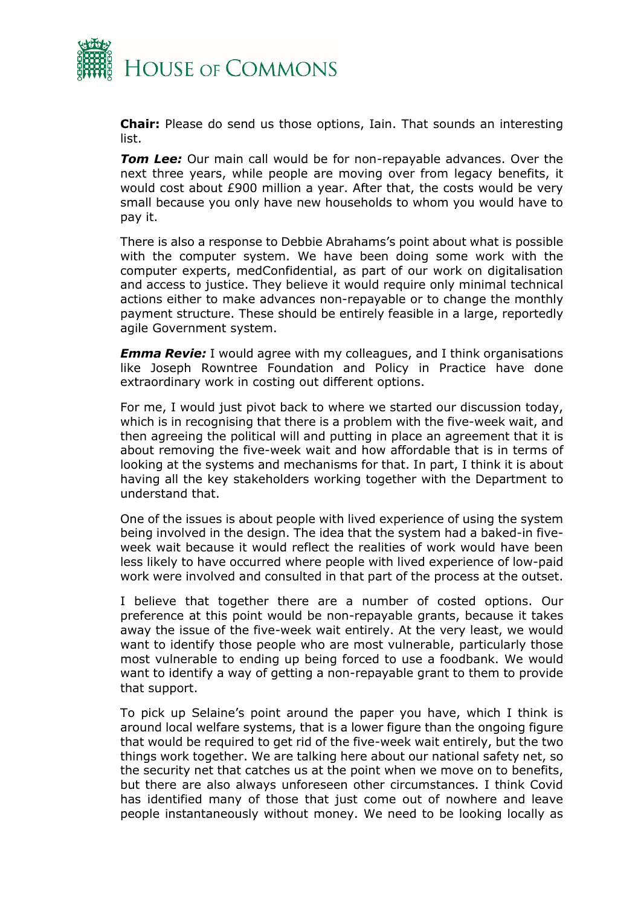**Chair:** Please do send us those options, Iain. That sounds an interesting list.

***Tom Lee:*** Our main call would be for non-repayable advances. Over the next three years, while people are moving over from legacy benefits, it would cost about £900 million a year. After that, the costs would be very small because you only have new households to whom you would have to pay it.

There is also a response to Debbie Abrahams's point about what is possible with the computer system. We have been doing some work with the computer experts, medConfidential, as part of our work on digitalisation and access to justice. They believe it would require only minimal technical actions either to make advances non-repayable or to change the monthly payment structure. These should be entirely feasible in a large, reportedly agile Government system.

***Emma Revie:*** I would agree with my colleagues, and I think organisations like Joseph Rowntree Foundation and Policy in Practice have done extraordinary work in costing out different options.

For me, I would just pivot back to where we started our discussion today, which is in recognising that there is a problem with the five-week wait, and then agreeing the political will and putting in place an agreement that it is about removing the five-week wait and how affordable that is in terms of looking at the systems and mechanisms for that. In part, I think it is about having all the key stakeholders working together with the Department to understand that.

One of the issues is about people with lived experience of using the system being involved in the design. The idea that the system had a baked-in five-week wait because it would reflect the realities of work would have been less likely to have occurred where people with lived experience of low-paid work were involved and consulted in that part of the process at the outset.

I believe that together there are a number of costed options. Our preference at this point would be non-repayable grants, because it takes away the issue of the five-week wait entirely. At the very least, we would want to identify those people who are most vulnerable, particularly those most vulnerable to ending up being forced to use a foodbank. We would want to identify a way of getting a non-repayable grant to them to provide that support.

To pick up Selaine's point around the paper you have, which I think is around local welfare systems, that is a lower figure than the ongoing figure that would be required to get rid of the five-week wait entirely, but the two things work together. We are talking here about our national safety net, so the security net that catches us at the point when we move on to benefits, but there are also always unforeseen other circumstances. I think Covid has identified many of those that just come out of nowhere and leave people instantaneously without money. We need to be looking locally as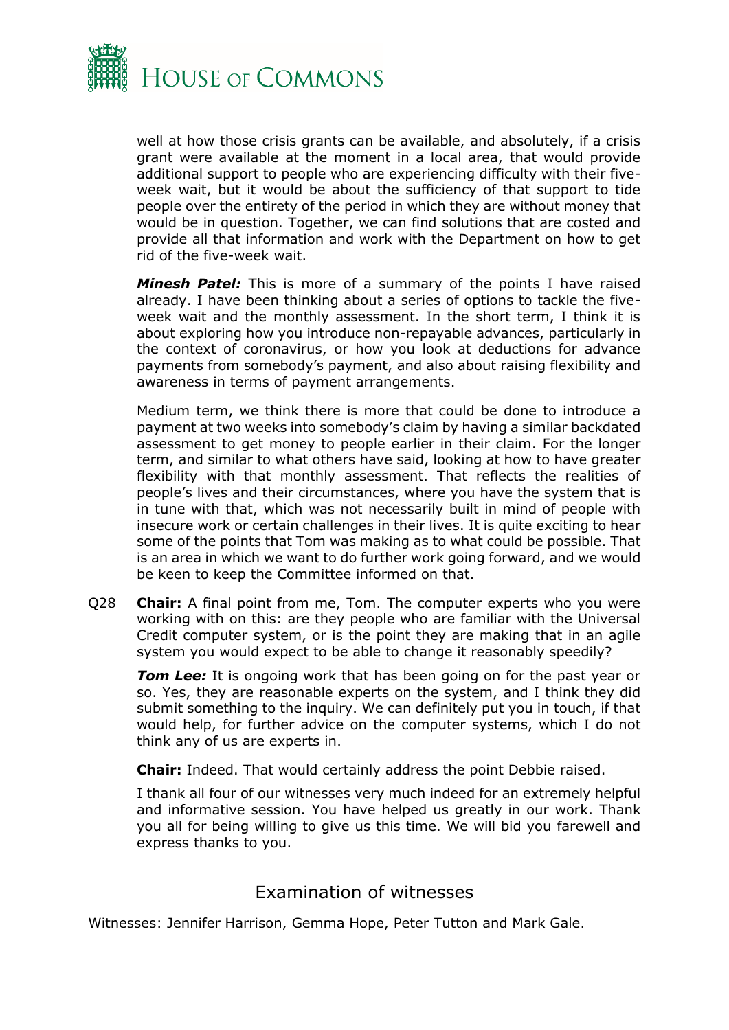well at how those crisis grants can be available, and absolutely, if a crisis grant were available at the moment in a local area, that would provide additional support to people who are experiencing difficulty with their five-week wait, but it would be about the sufficiency of that support to tide people over the entirety of the period in which they are without money that would be in question. Together, we can find solutions that are costed and provide all that information and work with the Department on how to get rid of the five-week wait.

***Minesh Patel:*** This is more of a summary of the points I have raised already. I have been thinking about a series of options to tackle the five-week wait and the monthly assessment. In the short term, I think it is about exploring how you introduce non-repayable advances, particularly in the context of coronavirus, or how you look at deductions for advance payments from somebody's payment, and also about raising flexibility and awareness in terms of payment arrangements.

Medium term, we think there is more that could be done to introduce a payment at two weeks into somebody's claim by having a similar backdated assessment to get money to people earlier in their claim. For the longer term, and similar to what others have said, looking at how to have greater flexibility with that monthly assessment. That reflects the realities of people's lives and their circumstances, where you have the system that is in tune with that, which was not necessarily built in mind of people with insecure work or certain challenges in their lives. It is quite exciting to hear some of the points that Tom was making as to what could be possible. That is an area in which we want to do further work going forward, and we would be keen to keep the Committee informed on that.

Q28 **Chair:** A final point from me, Tom. The computer experts who you were working with on this: are they people who are familiar with the Universal Credit computer system, or is the point they are making that in an agile system you would expect to be able to change it reasonably speedily?

***Tom Lee:*** It is ongoing work that has been going on for the past year or so. Yes, they are reasonable experts on the system, and I think they did submit something to the inquiry. We can definitely put you in touch, if that would help, for further advice on the computer systems, which I do not think any of us are experts in.

**Chair:** Indeed. That would certainly address the point Debbie raised.

I thank all four of our witnesses very much indeed for an extremely helpful and informative session. You have helped us greatly in our work. Thank you all for being willing to give us this time. We will bid you farewell and express thanks to you.

## Examination of witnesses

Witnesses: Jennifer Harrison, Gemma Hope, Peter Tutton and Mark Gale.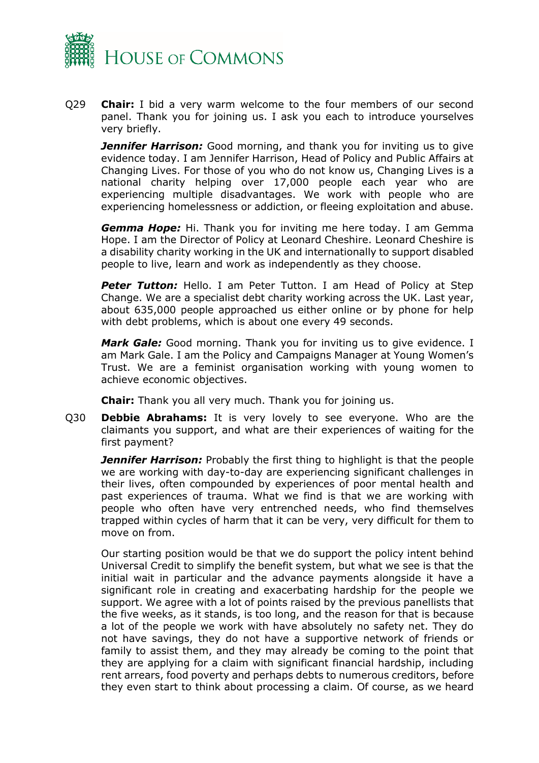Q29 **Chair:** I bid a very warm welcome to the four members of our second panel. Thank you for joining us. I ask you each to introduce yourselves very briefly.

***Jennifer Harrison:*** Good morning, and thank you for inviting us to give evidence today. I am Jennifer Harrison, Head of Policy and Public Affairs at Changing Lives. For those of you who do not know us, Changing Lives is a national charity helping over 17,000 people each year who are experiencing multiple disadvantages. We work with people who are experiencing homelessness or addiction, or fleeing exploitation and abuse.

***Gemma Hope:*** Hi. Thank you for inviting me here today. I am Gemma Hope. I am the Director of Policy at Leonard Cheshire. Leonard Cheshire is a disability charity working in the UK and internationally to support disabled people to live, learn and work as independently as they choose.

***Peter Tutton:*** Hello. I am Peter Tutton. I am Head of Policy at Step Change. We are a specialist debt charity working across the UK. Last year, about 635,000 people approached us either online or by phone for help with debt problems, which is about one every 49 seconds.

***Mark Gale:*** Good morning. Thank you for inviting us to give evidence. I am Mark Gale. I am the Policy and Campaigns Manager at Young Women's Trust. We are a feminist organisation working with young women to achieve economic objectives.

**Chair:** Thank you all very much. Thank you for joining us.

Q30 **Debbie Abrahams:** It is very lovely to see everyone. Who are the claimants you support, and what are their experiences of waiting for the first payment?

***Jennifer Harrison:*** Probably the first thing to highlight is that the people we are working with day-to-day are experiencing significant challenges in their lives, often compounded by experiences of poor mental health and past experiences of trauma. What we find is that we are working with people who often have very entrenched needs, who find themselves trapped within cycles of harm that it can be very, very difficult for them to move on from.

Our starting position would be that we do support the policy intent behind Universal Credit to simplify the benefit system, but what we see is that the initial wait in particular and the advance payments alongside it have a significant role in creating and exacerbating hardship for the people we support. We agree with a lot of points raised by the previous panellists that the five weeks, as it stands, is too long, and the reason for that is because a lot of the people we work with have absolutely no safety net. They do not have savings, they do not have a supportive network of friends or family to assist them, and they may already be coming to the point that they are applying for a claim with significant financial hardship, including rent arrears, food poverty and perhaps debts to numerous creditors, before they even start to think about processing a claim. Of course, as we heard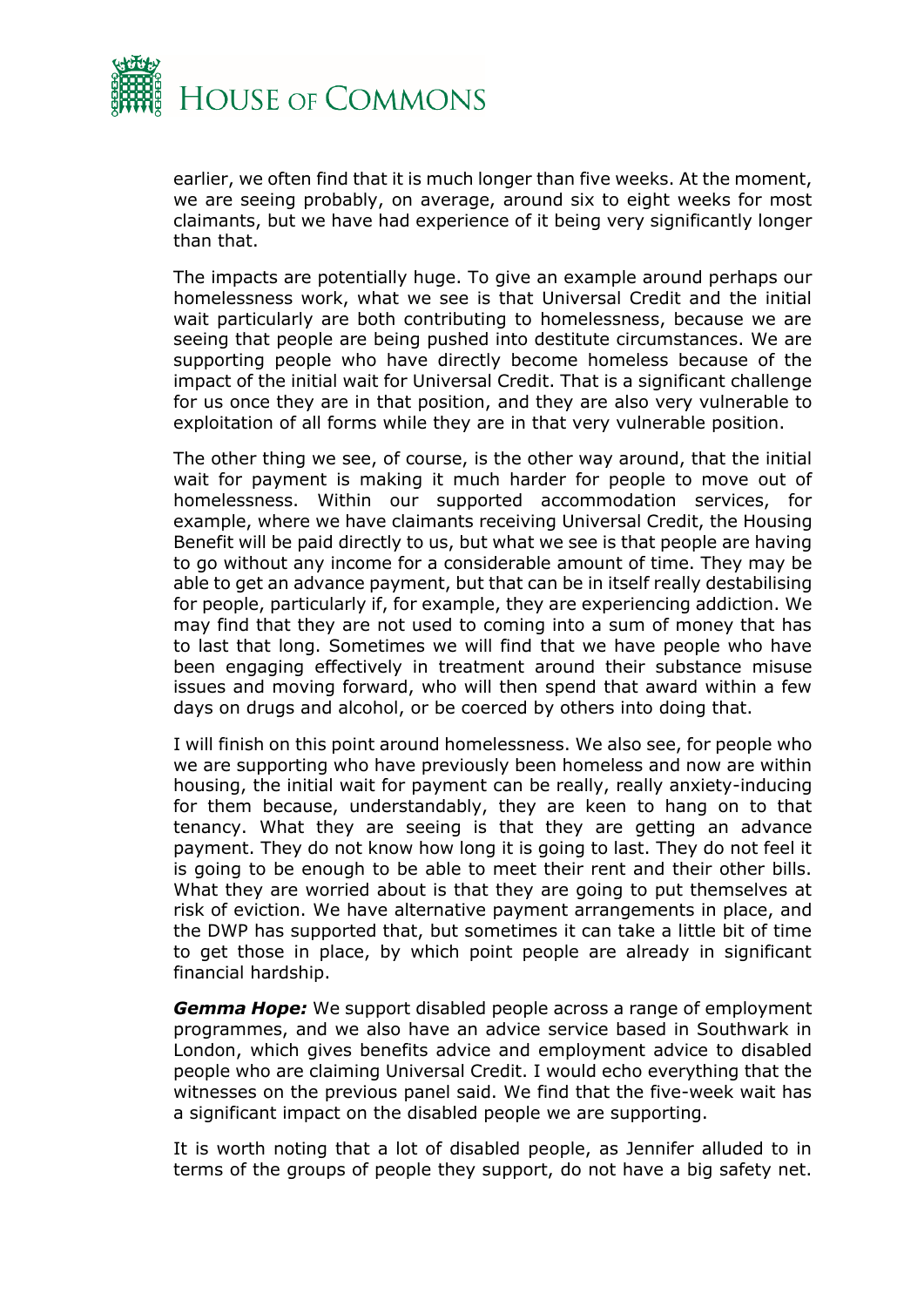earlier, we often find that it is much longer than five weeks. At the moment, we are seeing probably, on average, around six to eight weeks for most claimants, but we have had experience of it being very significantly longer than that.

The impacts are potentially huge. To give an example around perhaps our homelessness work, what we see is that Universal Credit and the initial wait particularly are both contributing to homelessness, because we are seeing that people are being pushed into destitute circumstances. We are supporting people who have directly become homeless because of the impact of the initial wait for Universal Credit. That is a significant challenge for us once they are in that position, and they are also very vulnerable to exploitation of all forms while they are in that very vulnerable position.

The other thing we see, of course, is the other way around, that the initial wait for payment is making it much harder for people to move out of homelessness. Within our supported accommodation services, for example, where we have claimants receiving Universal Credit, the Housing Benefit will be paid directly to us, but what we see is that people are having to go without any income for a considerable amount of time. They may be able to get an advance payment, but that can be in itself really destabilising for people, particularly if, for example, they are experiencing addiction. We may find that they are not used to coming into a sum of money that has to last that long. Sometimes we will find that we have people who have been engaging effectively in treatment around their substance misuse issues and moving forward, who will then spend that award within a few days on drugs and alcohol, or be coerced by others into doing that.

I will finish on this point around homelessness. We also see, for people who we are supporting who have previously been homeless and now are within housing, the initial wait for payment can be really, really anxiety-inducing for them because, understandably, they are keen to hang on to that tenancy. What they are seeing is that they are getting an advance payment. They do not know how long it is going to last. They do not feel it is going to be enough to be able to meet their rent and their other bills. What they are worried about is that they are going to put themselves at risk of eviction. We have alternative payment arrangements in place, and the DWP has supported that, but sometimes it can take a little bit of time to get those in place, by which point people are already in significant financial hardship.

***Gemma Hope:*** We support disabled people across a range of employment programmes, and we also have an advice service based in Southwark in London, which gives benefits advice and employment advice to disabled people who are claiming Universal Credit. I would echo everything that the witnesses on the previous panel said. We find that the five-week wait has a significant impact on the disabled people we are supporting.

It is worth noting that a lot of disabled people, as Jennifer alluded to in terms of the groups of people they support, do not have a big safety net.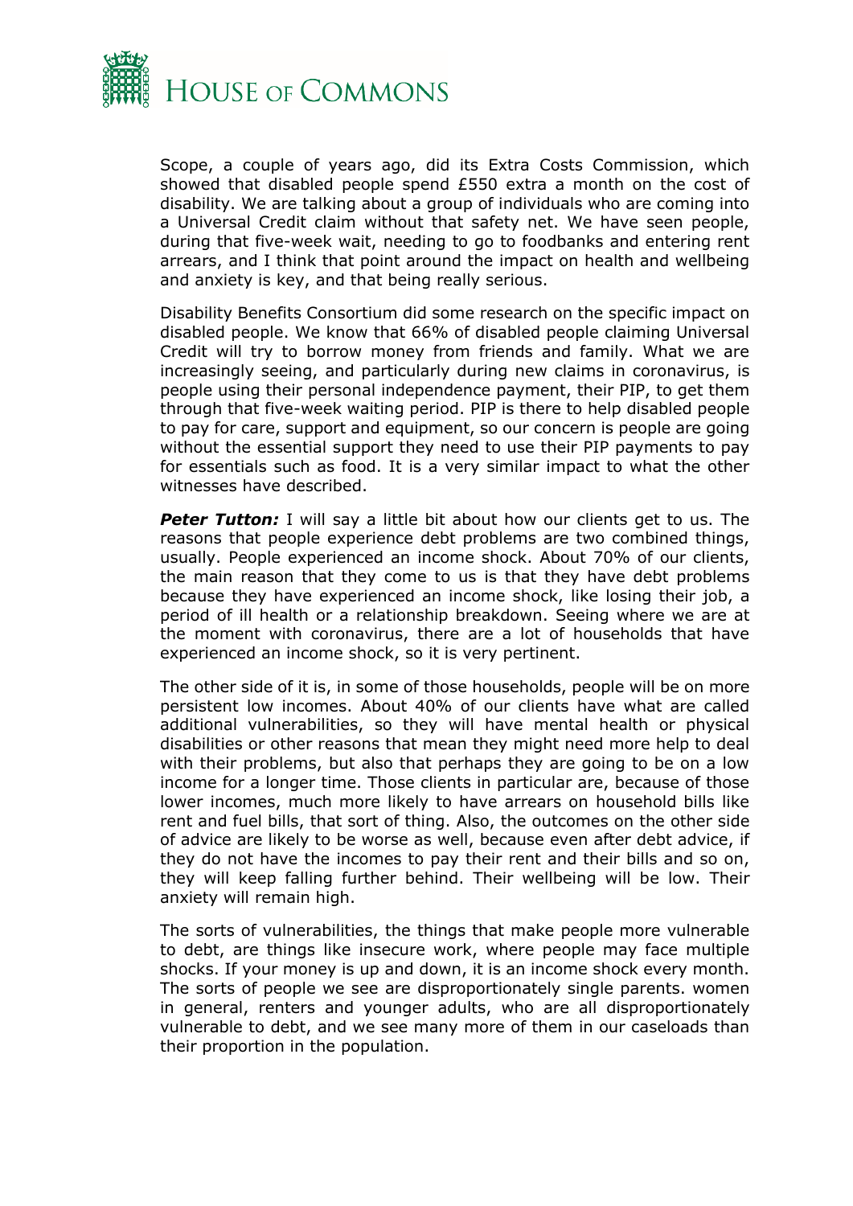Scope, a couple of years ago, did its Extra Costs Commission, which showed that disabled people spend £550 extra a month on the cost of disability. We are talking about a group of individuals who are coming into a Universal Credit claim without that safety net. We have seen people, during that five-week wait, needing to go to foodbanks and entering rent arrears, and I think that point around the impact on health and wellbeing and anxiety is key, and that being really serious.

Disability Benefits Consortium did some research on the specific impact on disabled people. We know that 66% of disabled people claiming Universal Credit will try to borrow money from friends and family. What we are increasingly seeing, and particularly during new claims in coronavirus, is people using their personal independence payment, their PIP, to get them through that five-week waiting period. PIP is there to help disabled people to pay for care, support and equipment, so our concern is people are going without the essential support they need to use their PIP payments to pay for essentials such as food. It is a very similar impact to what the other witnesses have described.

***Peter Tutton:*** I will say a little bit about how our clients get to us. The reasons that people experience debt problems are two combined things, usually. People experienced an income shock. About 70% of our clients, the main reason that they come to us is that they have debt problems because they have experienced an income shock, like losing their job, a period of ill health or a relationship breakdown. Seeing where we are at the moment with coronavirus, there are a lot of households that have experienced an income shock, so it is very pertinent.

The other side of it is, in some of those households, people will be on more persistent low incomes. About 40% of our clients have what are called additional vulnerabilities, so they will have mental health or physical disabilities or other reasons that mean they might need more help to deal with their problems, but also that perhaps they are going to be on a low income for a longer time. Those clients in particular are, because of those lower incomes, much more likely to have arrears on household bills like rent and fuel bills, that sort of thing. Also, the outcomes on the other side of advice are likely to be worse as well, because even after debt advice, if they do not have the incomes to pay their rent and their bills and so on, they will keep falling further behind. Their wellbeing will be low. Their anxiety will remain high.

The sorts of vulnerabilities, the things that make people more vulnerable to debt, are things like insecure work, where people may face multiple shocks. If your money is up and down, it is an income shock every month. The sorts of people we see are disproportionately single parents. women in general, renters and younger adults, who are all disproportionately vulnerable to debt, and we see many more of them in our caseloads than their proportion in the population.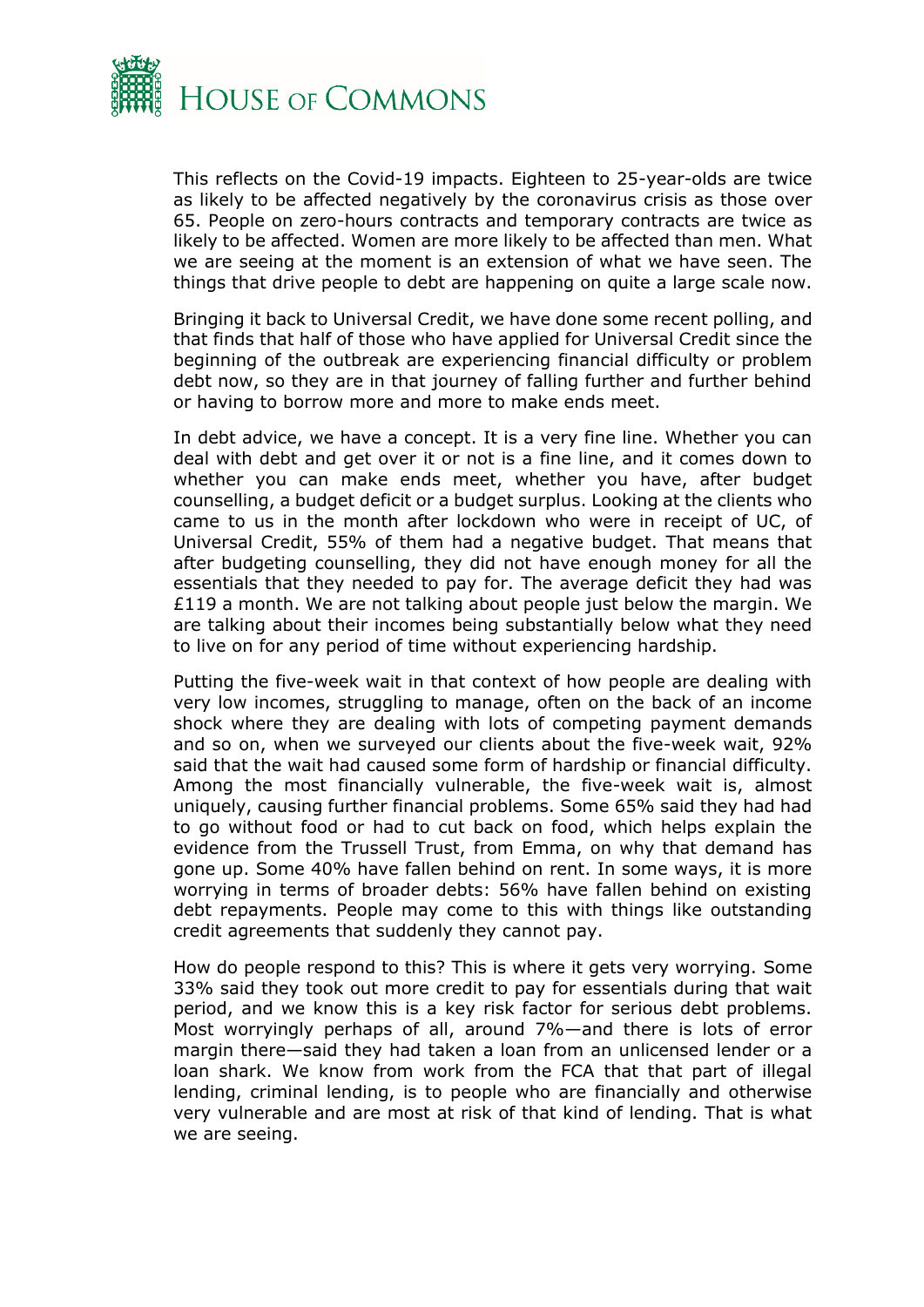This reflects on the Covid-19 impacts. Eighteen to 25-year-olds are twice as likely to be affected negatively by the coronavirus crisis as those over 65. People on zero-hours contracts and temporary contracts are twice as likely to be affected. Women are more likely to be affected than men. What we are seeing at the moment is an extension of what we have seen. The things that drive people to debt are happening on quite a large scale now.

Bringing it back to Universal Credit, we have done some recent polling, and that finds that half of those who have applied for Universal Credit since the beginning of the outbreak are experiencing financial difficulty or problem debt now, so they are in that journey of falling further and further behind or having to borrow more and more to make ends meet.

In debt advice, we have a concept. It is a very fine line. Whether you can deal with debt and get over it or not is a fine line, and it comes down to whether you can make ends meet, whether you have, after budget counselling, a budget deficit or a budget surplus. Looking at the clients who came to us in the month after lockdown who were in receipt of UC, of Universal Credit, 55% of them had a negative budget. That means that after budgeting counselling, they did not have enough money for all the essentials that they needed to pay for. The average deficit they had was £119 a month. We are not talking about people just below the margin. We are talking about their incomes being substantially below what they need to live on for any period of time without experiencing hardship.

Putting the five-week wait in that context of how people are dealing with very low incomes, struggling to manage, often on the back of an income shock where they are dealing with lots of competing payment demands and so on, when we surveyed our clients about the five-week wait, 92% said that the wait had caused some form of hardship or financial difficulty. Among the most financially vulnerable, the five-week wait is, almost uniquely, causing further financial problems. Some 65% said they had had to go without food or had to cut back on food, which helps explain the evidence from the Trussell Trust, from Emma, on why that demand has gone up. Some 40% have fallen behind on rent. In some ways, it is more worrying in terms of broader debts: 56% have fallen behind on existing debt repayments. People may come to this with things like outstanding credit agreements that suddenly they cannot pay.

How do people respond to this? This is where it gets very worrying. Some 33% said they took out more credit to pay for essentials during that wait period, and we know this is a key risk factor for serious debt problems. Most worryingly perhaps of all, around 7%—and there is lots of error margin there—said they had taken a loan from an unlicensed lender or a loan shark. We know from work from the FCA that that part of illegal lending, criminal lending, is to people who are financially and otherwise very vulnerable and are most at risk of that kind of lending. That is what we are seeing.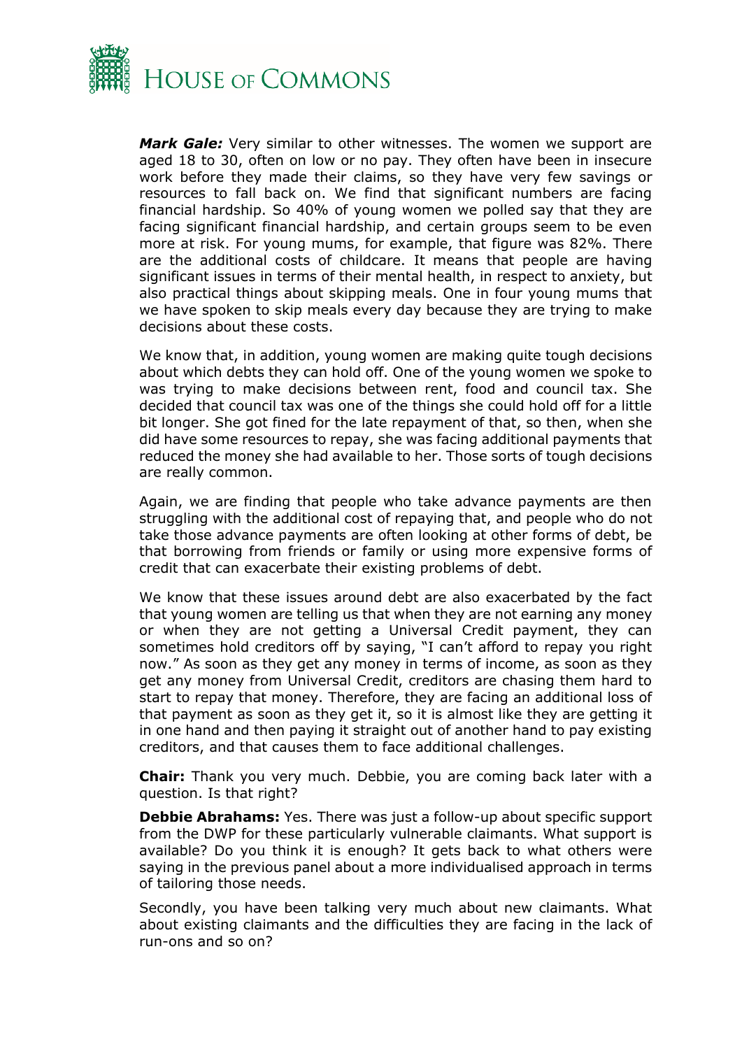***Mark Gale:*** Very similar to other witnesses. The women we support are aged 18 to 30, often on low or no pay. They often have been in insecure work before they made their claims, so they have very few savings or resources to fall back on. We find that significant numbers are facing financial hardship. So 40% of young women we polled say that they are facing significant financial hardship, and certain groups seem to be even more at risk. For young mums, for example, that figure was 82%. There are the additional costs of childcare. It means that people are having significant issues in terms of their mental health, in respect to anxiety, but also practical things about skipping meals. One in four young mums that we have spoken to skip meals every day because they are trying to make decisions about these costs.

We know that, in addition, young women are making quite tough decisions about which debts they can hold off. One of the young women we spoke to was trying to make decisions between rent, food and council tax. She decided that council tax was one of the things she could hold off for a little bit longer. She got fined for the late repayment of that, so then, when she did have some resources to repay, she was facing additional payments that reduced the money she had available to her. Those sorts of tough decisions are really common.

Again, we are finding that people who take advance payments are then struggling with the additional cost of repaying that, and people who do not take those advance payments are often looking at other forms of debt, be that borrowing from friends or family or using more expensive forms of credit that can exacerbate their existing problems of debt.

We know that these issues around debt are also exacerbated by the fact that young women are telling us that when they are not earning any money or when they are not getting a Universal Credit payment, they can sometimes hold creditors off by saying, "I can't afford to repay you right now." As soon as they get any money in terms of income, as soon as they get any money from Universal Credit, creditors are chasing them hard to start to repay that money. Therefore, they are facing an additional loss of that payment as soon as they get it, so it is almost like they are getting it in one hand and then paying it straight out of another hand to pay existing creditors, and that causes them to face additional challenges.

**Chair:** Thank you very much. Debbie, you are coming back later with a question. Is that right?

**Debbie Abrahams:** Yes. There was just a follow-up about specific support from the DWP for these particularly vulnerable claimants. What support is available? Do you think it is enough? It gets back to what others were saying in the previous panel about a more individualised approach in terms of tailoring those needs.

Secondly, you have been talking very much about new claimants. What about existing claimants and the difficulties they are facing in the lack of run-ons and so on?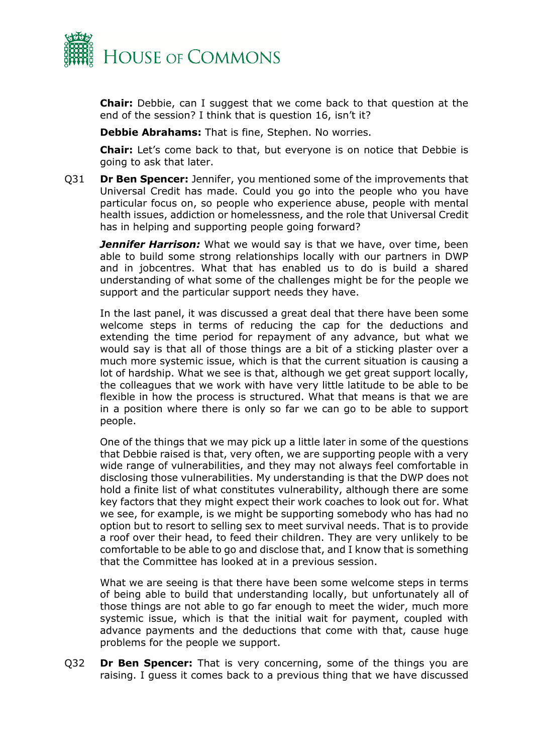**Chair:** Debbie, can I suggest that we come back to that question at the end of the session? I think that is question 16, isn't it?

**Debbie Abrahams:** That is fine, Stephen. No worries.

**Chair:** Let's come back to that, but everyone is on notice that Debbie is going to ask that later.

Q31 **Dr Ben Spencer:** Jennifer, you mentioned some of the improvements that Universal Credit has made. Could you go into the people who you have particular focus on, so people who experience abuse, people with mental health issues, addiction or homelessness, and the role that Universal Credit has in helping and supporting people going forward?

***Jennifer Harrison:*** What we would say is that we have, over time, been able to build some strong relationships locally with our partners in DWP and in jobcentres. What that has enabled us to do is build a shared understanding of what some of the challenges might be for the people we support and the particular support needs they have.

In the last panel, it was discussed a great deal that there have been some welcome steps in terms of reducing the cap for the deductions and extending the time period for repayment of any advance, but what we would say is that all of those things are a bit of a sticking plaster over a much more systemic issue, which is that the current situation is causing a lot of hardship. What we see is that, although we get great support locally, the colleagues that we work with have very little latitude to be able to be flexible in how the process is structured. What that means is that we are in a position where there is only so far we can go to be able to support people.

One of the things that we may pick up a little later in some of the questions that Debbie raised is that, very often, we are supporting people with a very wide range of vulnerabilities, and they may not always feel comfortable in disclosing those vulnerabilities. My understanding is that the DWP does not hold a finite list of what constitutes vulnerability, although there are some key factors that they might expect their work coaches to look out for. What we see, for example, is we might be supporting somebody who has had no option but to resort to selling sex to meet survival needs. That is to provide a roof over their head, to feed their children. They are very unlikely to be comfortable to be able to go and disclose that, and I know that is something that the Committee has looked at in a previous session.

What we are seeing is that there have been some welcome steps in terms of being able to build that understanding locally, but unfortunately all of those things are not able to go far enough to meet the wider, much more systemic issue, which is that the initial wait for payment, coupled with advance payments and the deductions that come with that, cause huge problems for the people we support.

Q32 **Dr Ben Spencer:** That is very concerning, some of the things you are raising. I guess it comes back to a previous thing that we have discussed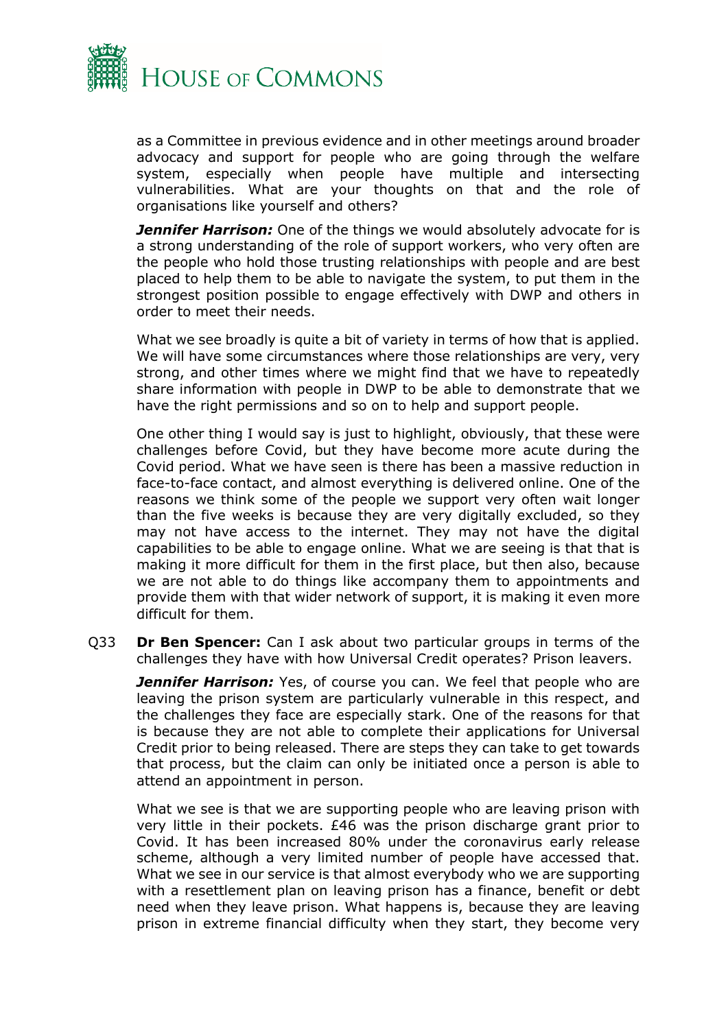as a Committee in previous evidence and in other meetings around broader advocacy and support for people who are going through the welfare system, especially when people have multiple and intersecting vulnerabilities. What are your thoughts on that and the role of organisations like yourself and others?

***Jennifer Harrison:*** One of the things we would absolutely advocate for is a strong understanding of the role of support workers, who very often are the people who hold those trusting relationships with people and are best placed to help them to be able to navigate the system, to put them in the strongest position possible to engage effectively with DWP and others in order to meet their needs.

What we see broadly is quite a bit of variety in terms of how that is applied. We will have some circumstances where those relationships are very, very strong, and other times where we might find that we have to repeatedly share information with people in DWP to be able to demonstrate that we have the right permissions and so on to help and support people.

One other thing I would say is just to highlight, obviously, that these were challenges before Covid, but they have become more acute during the Covid period. What we have seen is there has been a massive reduction in face-to-face contact, and almost everything is delivered online. One of the reasons we think some of the people we support very often wait longer than the five weeks is because they are very digitally excluded, so they may not have access to the internet. They may not have the digital capabilities to be able to engage online. What we are seeing is that that is making it more difficult for them in the first place, but then also, because we are not able to do things like accompany them to appointments and provide them with that wider network of support, it is making it even more difficult for them.

Q33 **Dr Ben Spencer:** Can I ask about two particular groups in terms of the challenges they have with how Universal Credit operates? Prison leavers.

***Jennifer Harrison:*** Yes, of course you can. We feel that people who are leaving the prison system are particularly vulnerable in this respect, and the challenges they face are especially stark. One of the reasons for that is because they are not able to complete their applications for Universal Credit prior to being released. There are steps they can take to get towards that process, but the claim can only be initiated once a person is able to attend an appointment in person.

What we see is that we are supporting people who are leaving prison with very little in their pockets. £46 was the prison discharge grant prior to Covid. It has been increased 80% under the coronavirus early release scheme, although a very limited number of people have accessed that. What we see in our service is that almost everybody who we are supporting with a resettlement plan on leaving prison has a finance, benefit or debt need when they leave prison. What happens is, because they are leaving prison in extreme financial difficulty when they start, they become very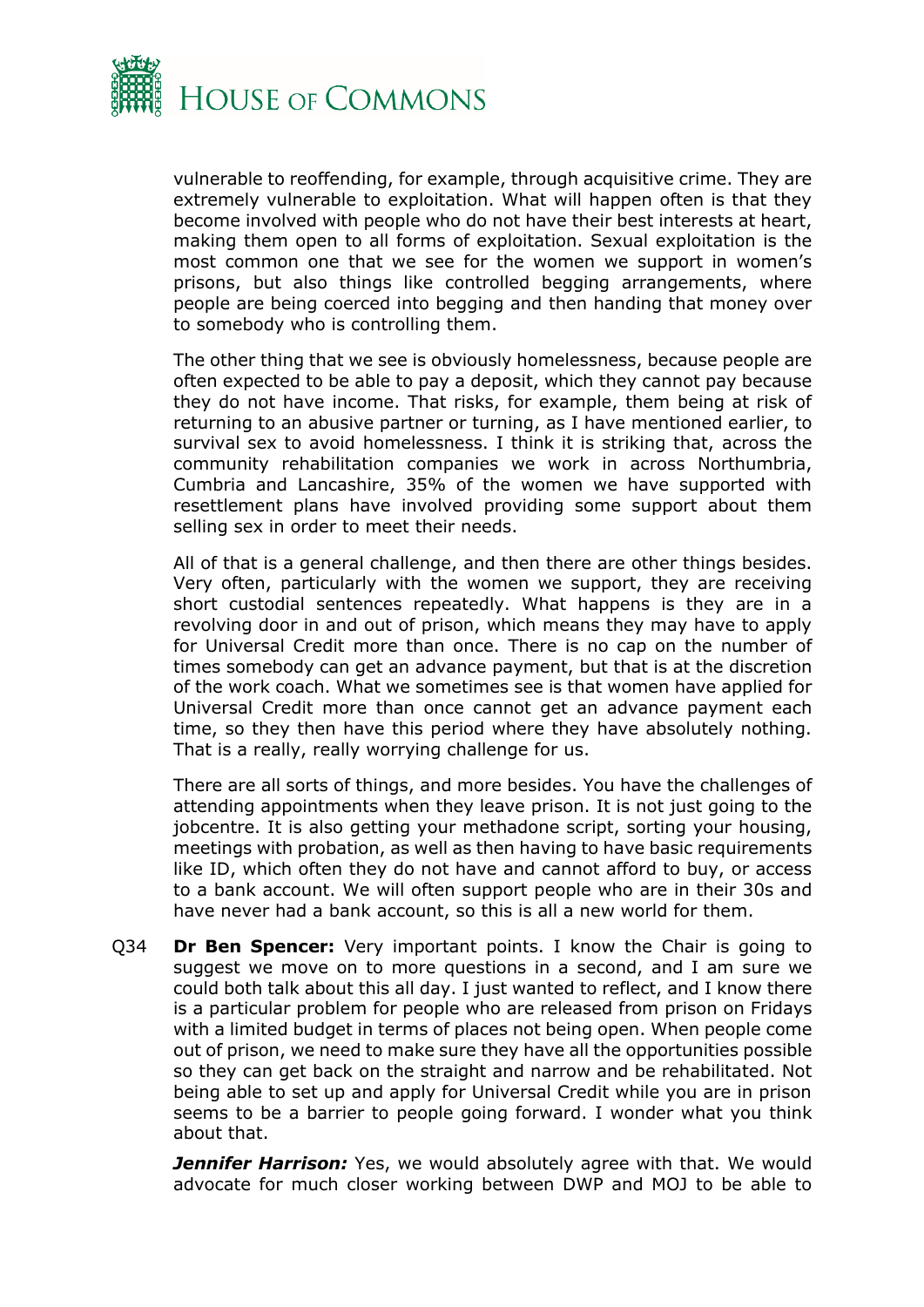vulnerable to reoffending, for example, through acquisitive crime. They are extremely vulnerable to exploitation. What will happen often is that they become involved with people who do not have their best interests at heart, making them open to all forms of exploitation. Sexual exploitation is the most common one that we see for the women we support in women's prisons, but also things like controlled begging arrangements, where people are being coerced into begging and then handing that money over to somebody who is controlling them.

The other thing that we see is obviously homelessness, because people are often expected to be able to pay a deposit, which they cannot pay because they do not have income. That risks, for example, them being at risk of returning to an abusive partner or turning, as I have mentioned earlier, to survival sex to avoid homelessness. I think it is striking that, across the community rehabilitation companies we work in across Northumbria, Cumbria and Lancashire, 35% of the women we have supported with resettlement plans have involved providing some support about them selling sex in order to meet their needs.

All of that is a general challenge, and then there are other things besides. Very often, particularly with the women we support, they are receiving short custodial sentences repeatedly. What happens is they are in a revolving door in and out of prison, which means they may have to apply for Universal Credit more than once. There is no cap on the number of times somebody can get an advance payment, but that is at the discretion of the work coach. What we sometimes see is that women have applied for Universal Credit more than once cannot get an advance payment each time, so they then have this period where they have absolutely nothing. That is a really, really worrying challenge for us.

There are all sorts of things, and more besides. You have the challenges of attending appointments when they leave prison. It is not just going to the jobcentre. It is also getting your methadone script, sorting your housing, meetings with probation, as well as then having to have basic requirements like ID, which often they do not have and cannot afford to buy, or access to a bank account. We will often support people who are in their 30s and have never had a bank account, so this is all a new world for them.

Q34 **Dr Ben Spencer:** Very important points. I know the Chair is going to suggest we move on to more questions in a second, and I am sure we could both talk about this all day. I just wanted to reflect, and I know there is a particular problem for people who are released from prison on Fridays with a limited budget in terms of places not being open. When people come out of prison, we need to make sure they have all the opportunities possible so they can get back on the straight and narrow and be rehabilitated. Not being able to set up and apply for Universal Credit while you are in prison seems to be a barrier to people going forward. I wonder what you think about that.

***Jennifer Harrison:*** Yes, we would absolutely agree with that. We would advocate for much closer working between DWP and MOJ to be able to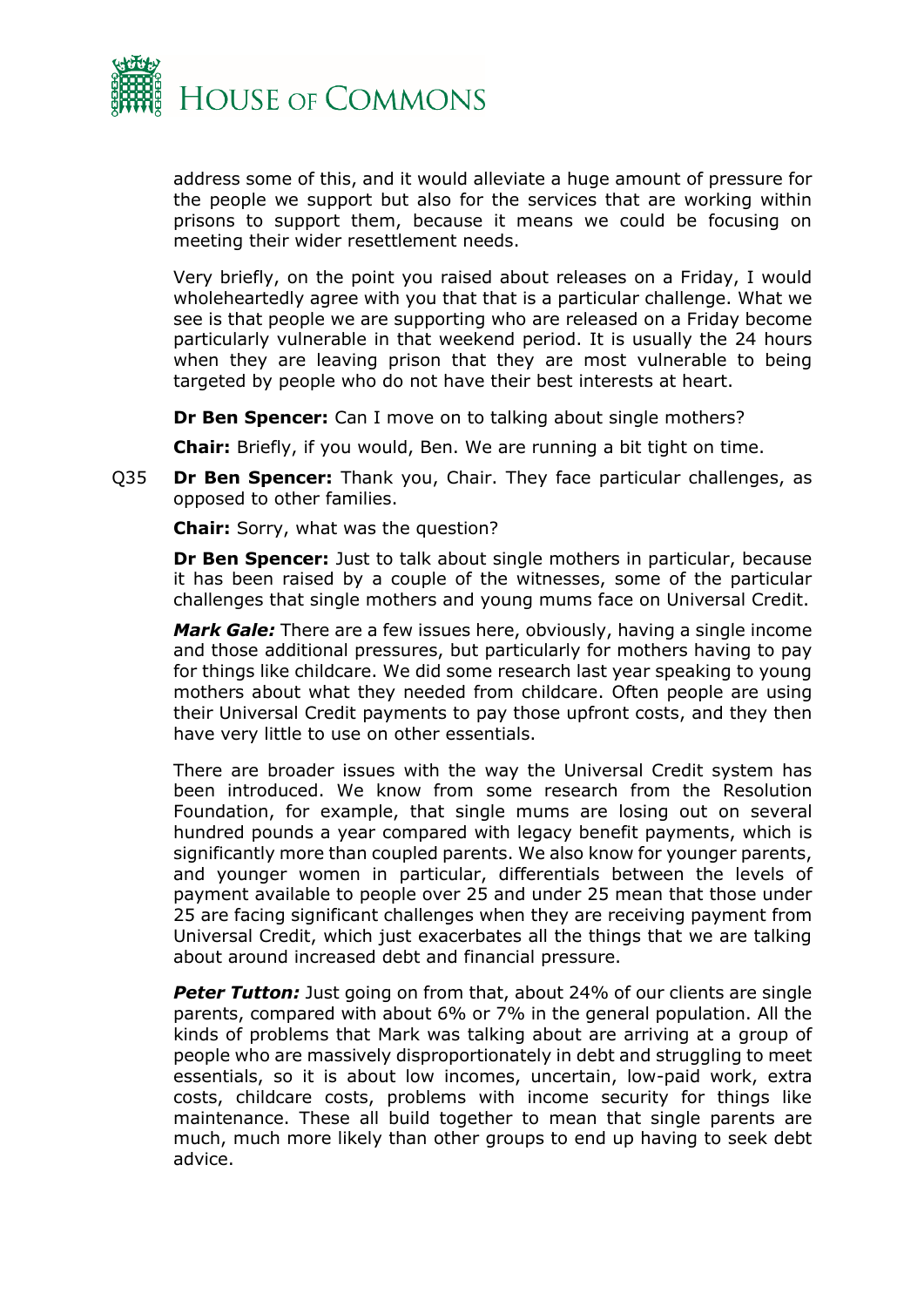address some of this, and it would alleviate a huge amount of pressure for the people we support but also for the services that are working within prisons to support them, because it means we could be focusing on meeting their wider resettlement needs.

Very briefly, on the point you raised about releases on a Friday, I would wholeheartedly agree with you that that is a particular challenge. What we see is that people we are supporting who are released on a Friday become particularly vulnerable in that weekend period. It is usually the 24 hours when they are leaving prison that they are most vulnerable to being targeted by people who do not have their best interests at heart.

**Dr Ben Spencer:** Can I move on to talking about single mothers?

**Chair:** Briefly, if you would, Ben. We are running a bit tight on time.

Q35 **Dr Ben Spencer:** Thank you, Chair. They face particular challenges, as opposed to other families.

**Chair:** Sorry, what was the question?

**Dr Ben Spencer:** Just to talk about single mothers in particular, because it has been raised by a couple of the witnesses, some of the particular challenges that single mothers and young mums face on Universal Credit.

***Mark Gale:*** There are a few issues here, obviously, having a single income and those additional pressures, but particularly for mothers having to pay for things like childcare. We did some research last year speaking to young mothers about what they needed from childcare. Often people are using their Universal Credit payments to pay those upfront costs, and they then have very little to use on other essentials.

There are broader issues with the way the Universal Credit system has been introduced. We know from some research from the Resolution Foundation, for example, that single mums are losing out on several hundred pounds a year compared with legacy benefit payments, which is significantly more than coupled parents. We also know for younger parents, and younger women in particular, differentials between the levels of payment available to people over 25 and under 25 mean that those under 25 are facing significant challenges when they are receiving payment from Universal Credit, which just exacerbates all the things that we are talking about around increased debt and financial pressure.

***Peter Tutton:*** Just going on from that, about 24% of our clients are single parents, compared with about 6% or 7% in the general population. All the kinds of problems that Mark was talking about are arriving at a group of people who are massively disproportionately in debt and struggling to meet essentials, so it is about low incomes, uncertain, low-paid work, extra costs, childcare costs, problems with income security for things like maintenance. These all build together to mean that single parents are much, much more likely than other groups to end up having to seek debt advice.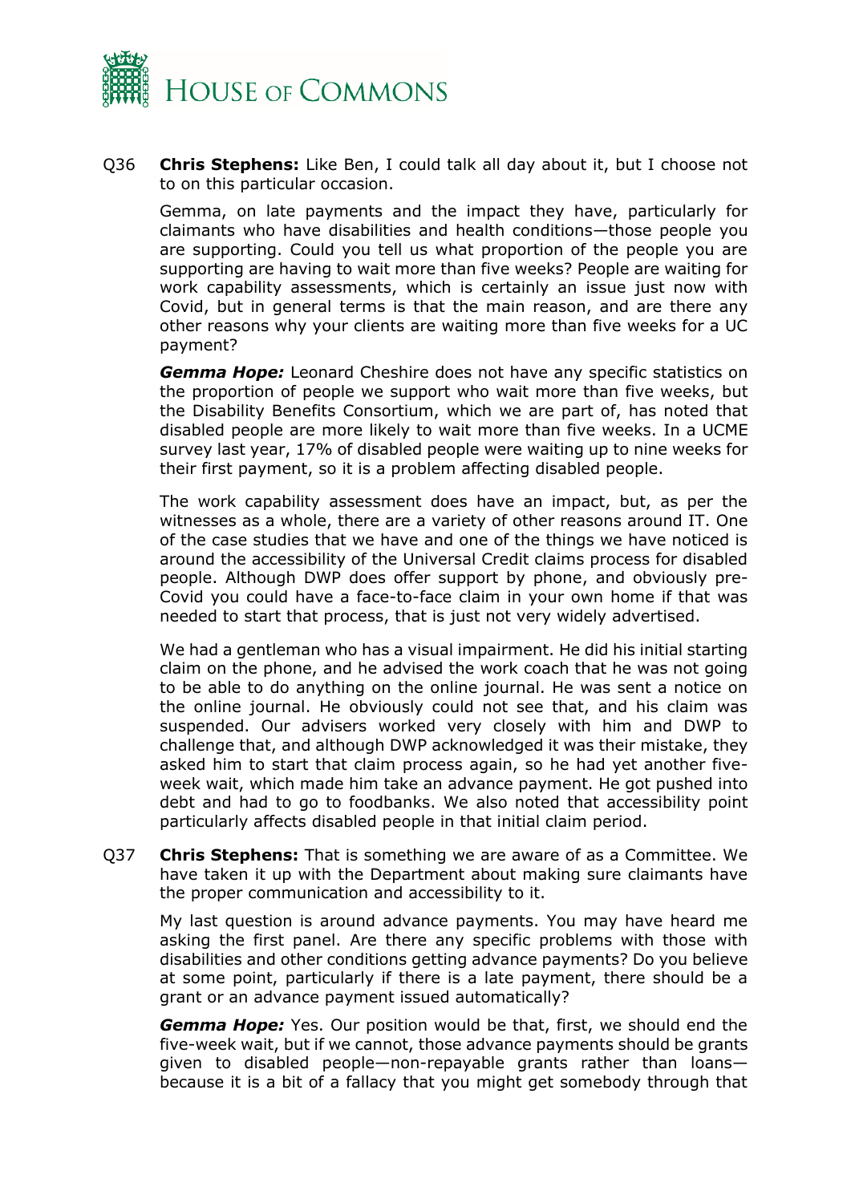Q36 **Chris Stephens:** Like Ben, I could talk all day about it, but I choose not to on this particular occasion.

Gemma, on late payments and the impact they have, particularly for claimants who have disabilities and health conditions—those people you are supporting. Could you tell us what proportion of the people you are supporting are having to wait more than five weeks? People are waiting for work capability assessments, which is certainly an issue just now with Covid, but in general terms is that the main reason, and are there any other reasons why your clients are waiting more than five weeks for a UC payment?

***Gemma Hope:*** Leonard Cheshire does not have any specific statistics on the proportion of people we support who wait more than five weeks, but the Disability Benefits Consortium, which we are part of, has noted that disabled people are more likely to wait more than five weeks. In a UCME survey last year, 17% of disabled people were waiting up to nine weeks for their first payment, so it is a problem affecting disabled people.

The work capability assessment does have an impact, but, as per the witnesses as a whole, there are a variety of other reasons around IT. One of the case studies that we have and one of the things we have noticed is around the accessibility of the Universal Credit claims process for disabled people. Although DWP does offer support by phone, and obviously pre-Covid you could have a face-to-face claim in your own home if that was needed to start that process, that is just not very widely advertised.

We had a gentleman who has a visual impairment. He did his initial starting claim on the phone, and he advised the work coach that he was not going to be able to do anything on the online journal. He was sent a notice on the online journal. He obviously could not see that, and his claim was suspended. Our advisers worked very closely with him and DWP to challenge that, and although DWP acknowledged it was their mistake, they asked him to start that claim process again, so he had yet another five-week wait, which made him take an advance payment. He got pushed into debt and had to go to foodbanks. We also noted that accessibility point particularly affects disabled people in that initial claim period.

Q37 **Chris Stephens:** That is something we are aware of as a Committee. We have taken it up with the Department about making sure claimants have the proper communication and accessibility to it.

My last question is around advance payments. You may have heard me asking the first panel. Are there any specific problems with those with disabilities and other conditions getting advance payments? Do you believe at some point, particularly if there is a late payment, there should be a grant or an advance payment issued automatically?

***Gemma Hope:*** Yes. Our position would be that, first, we should end the five-week wait, but if we cannot, those advance payments should be grants given to disabled people—non-repayable grants rather than loans—because it is a bit of a fallacy that you might get somebody through that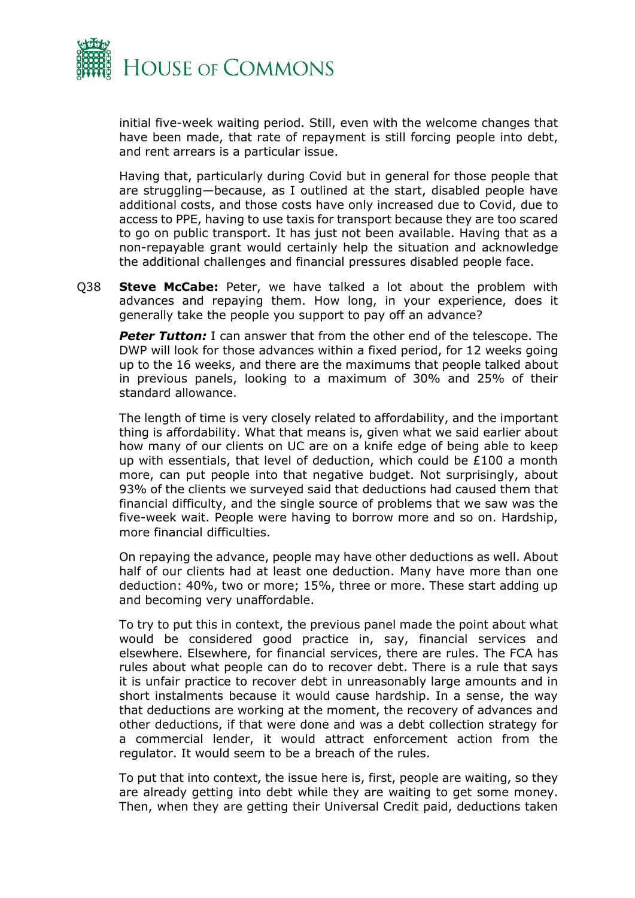initial five-week waiting period. Still, even with the welcome changes that have been made, that rate of repayment is still forcing people into debt, and rent arrears is a particular issue.

Having that, particularly during Covid but in general for those people that are struggling—because, as I outlined at the start, disabled people have additional costs, and those costs have only increased due to Covid, due to access to PPE, having to use taxis for transport because they are too scared to go on public transport. It has just not been available. Having that as a non-repayable grant would certainly help the situation and acknowledge the additional challenges and financial pressures disabled people face.

Q38 **Steve McCabe:** Peter, we have talked a lot about the problem with advances and repaying them. How long, in your experience, does it generally take the people you support to pay off an advance?

***Peter Tutton:*** I can answer that from the other end of the telescope. The DWP will look for those advances within a fixed period, for 12 weeks going up to the 16 weeks, and there are the maximums that people talked about in previous panels, looking to a maximum of 30% and 25% of their standard allowance.

The length of time is very closely related to affordability, and the important thing is affordability. What that means is, given what we said earlier about how many of our clients on UC are on a knife edge of being able to keep up with essentials, that level of deduction, which could be £100 a month more, can put people into that negative budget. Not surprisingly, about 93% of the clients we surveyed said that deductions had caused them that financial difficulty, and the single source of problems that we saw was the five-week wait. People were having to borrow more and so on. Hardship, more financial difficulties.

On repaying the advance, people may have other deductions as well. About half of our clients had at least one deduction. Many have more than one deduction: 40%, two or more; 15%, three or more. These start adding up and becoming very unaffordable.

To try to put this in context, the previous panel made the point about what would be considered good practice in, say, financial services and elsewhere. Elsewhere, for financial services, there are rules. The FCA has rules about what people can do to recover debt. There is a rule that says it is unfair practice to recover debt in unreasonably large amounts and in short instalments because it would cause hardship. In a sense, the way that deductions are working at the moment, the recovery of advances and other deductions, if that were done and was a debt collection strategy for a commercial lender, it would attract enforcement action from the regulator. It would seem to be a breach of the rules.

To put that into context, the issue here is, first, people are waiting, so they are already getting into debt while they are waiting to get some money. Then, when they are getting their Universal Credit paid, deductions taken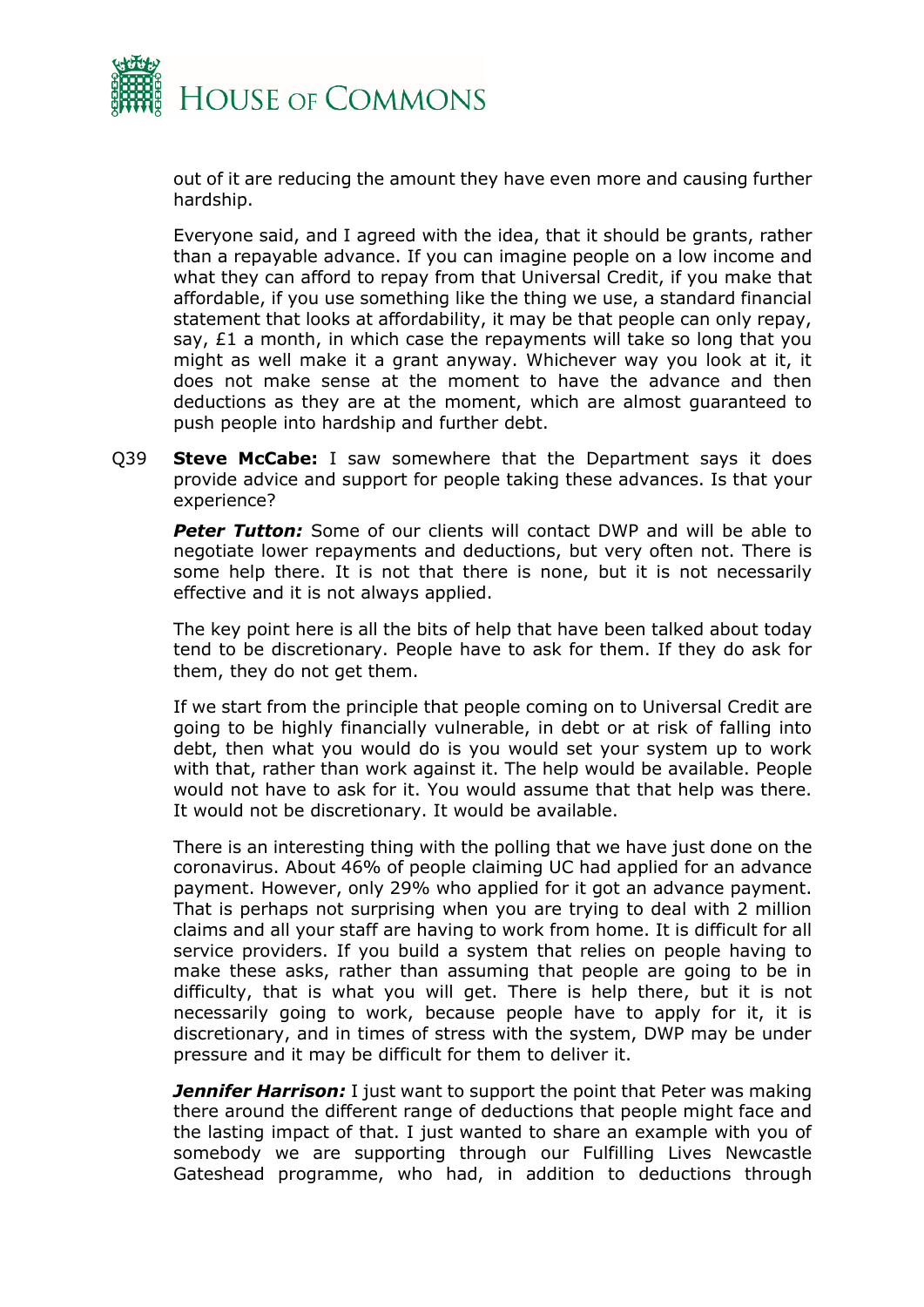out of it are reducing the amount they have even more and causing further hardship.

Everyone said, and I agreed with the idea, that it should be grants, rather than a repayable advance. If you can imagine people on a low income and what they can afford to repay from that Universal Credit, if you make that affordable, if you use something like the thing we use, a standard financial statement that looks at affordability, it may be that people can only repay, say, £1 a month, in which case the repayments will take so long that you might as well make it a grant anyway. Whichever way you look at it, it does not make sense at the moment to have the advance and then deductions as they are at the moment, which are almost guaranteed to push people into hardship and further debt.

Q39 **Steve McCabe:** I saw somewhere that the Department says it does provide advice and support for people taking these advances. Is that your experience?

***Peter Tutton:*** Some of our clients will contact DWP and will be able to negotiate lower repayments and deductions, but very often not. There is some help there. It is not that there is none, but it is not necessarily effective and it is not always applied.

The key point here is all the bits of help that have been talked about today tend to be discretionary. People have to ask for them. If they do ask for them, they do not get them.

If we start from the principle that people coming on to Universal Credit are going to be highly financially vulnerable, in debt or at risk of falling into debt, then what you would do is you would set your system up to work with that, rather than work against it. The help would be available. People would not have to ask for it. You would assume that that help was there. It would not be discretionary. It would be available.

There is an interesting thing with the polling that we have just done on the coronavirus. About 46% of people claiming UC had applied for an advance payment. However, only 29% who applied for it got an advance payment. That is perhaps not surprising when you are trying to deal with 2 million claims and all your staff are having to work from home. It is difficult for all service providers. If you build a system that relies on people having to make these asks, rather than assuming that people are going to be in difficulty, that is what you will get. There is help there, but it is not necessarily going to work, because people have to apply for it, it is discretionary, and in times of stress with the system, DWP may be under pressure and it may be difficult for them to deliver it.

***Jennifer Harrison:*** I just want to support the point that Peter was making there around the different range of deductions that people might face and the lasting impact of that. I just wanted to share an example with you of somebody we are supporting through our Fulfilling Lives Newcastle Gateshead programme, who had, in addition to deductions through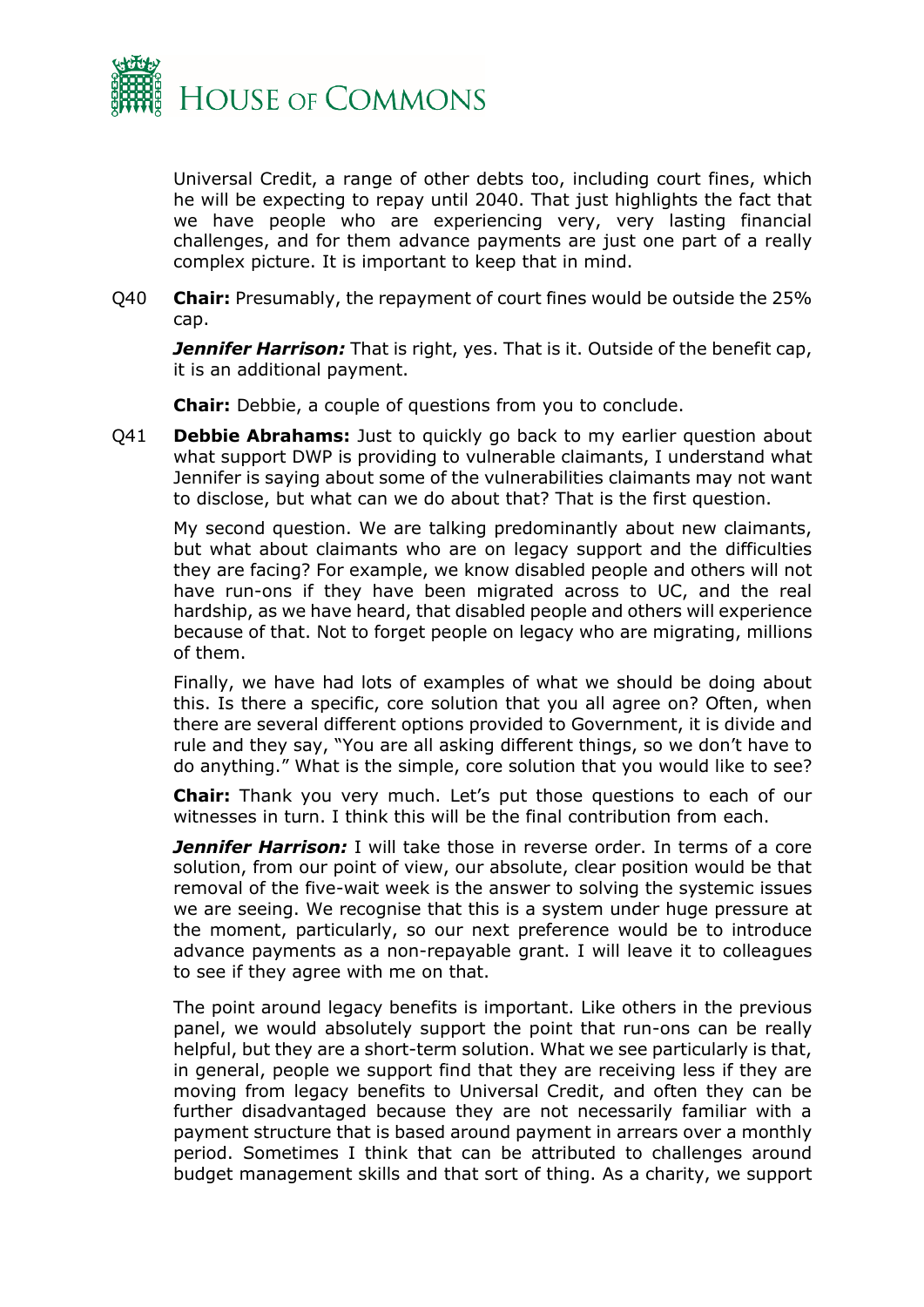Universal Credit, a range of other debts too, including court fines, which he will be expecting to repay until 2040. That just highlights the fact that we have people who are experiencing very, very lasting financial challenges, and for them advance payments are just one part of a really complex picture. It is important to keep that in mind.

Q40 **Chair:** Presumably, the repayment of court fines would be outside the 25% cap.

***Jennifer Harrison:*** That is right, yes. That is it. Outside of the benefit cap, it is an additional payment.

**Chair:** Debbie, a couple of questions from you to conclude.

Q41 **Debbie Abrahams:** Just to quickly go back to my earlier question about what support DWP is providing to vulnerable claimants, I understand what Jennifer is saying about some of the vulnerabilities claimants may not want to disclose, but what can we do about that? That is the first question.

My second question. We are talking predominantly about new claimants, but what about claimants who are on legacy support and the difficulties they are facing? For example, we know disabled people and others will not have run-ons if they have been migrated across to UC, and the real hardship, as we have heard, that disabled people and others will experience because of that. Not to forget people on legacy who are migrating, millions of them.

Finally, we have had lots of examples of what we should be doing about this. Is there a specific, core solution that you all agree on? Often, when there are several different options provided to Government, it is divide and rule and they say, "You are all asking different things, so we don't have to do anything." What is the simple, core solution that you would like to see?

**Chair:** Thank you very much. Let's put those questions to each of our witnesses in turn. I think this will be the final contribution from each.

***Jennifer Harrison:*** I will take those in reverse order. In terms of a core solution, from our point of view, our absolute, clear position would be that removal of the five-wait week is the answer to solving the systemic issues we are seeing. We recognise that this is a system under huge pressure at the moment, particularly, so our next preference would be to introduce advance payments as a non-repayable grant. I will leave it to colleagues to see if they agree with me on that.

The point around legacy benefits is important. Like others in the previous panel, we would absolutely support the point that run-ons can be really helpful, but they are a short-term solution. What we see particularly is that, in general, people we support find that they are receiving less if they are moving from legacy benefits to Universal Credit, and often they can be further disadvantaged because they are not necessarily familiar with a payment structure that is based around payment in arrears over a monthly period. Sometimes I think that can be attributed to challenges around budget management skills and that sort of thing. As a charity, we support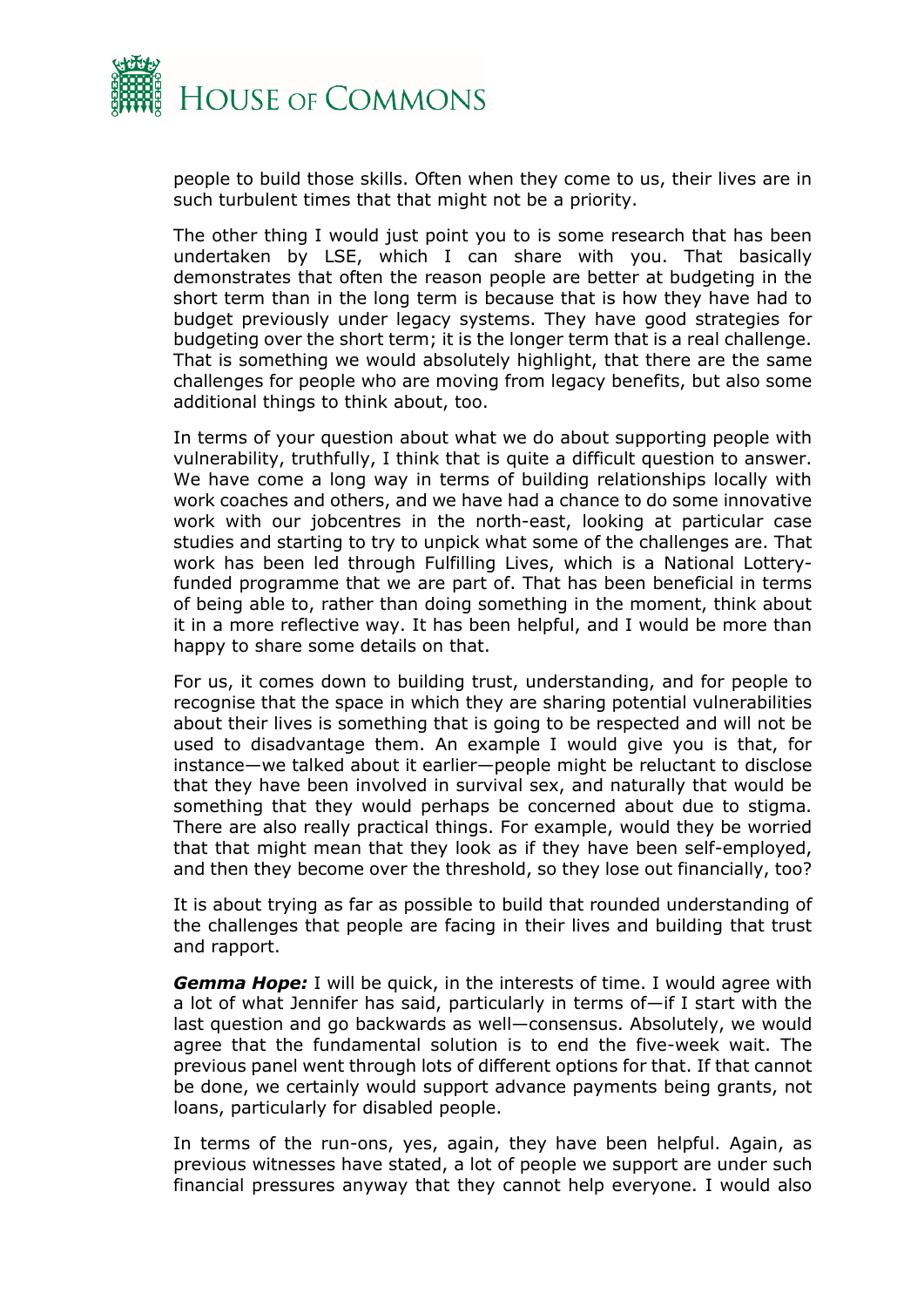people to build those skills. Often when they come to us, their lives are in such turbulent times that that might not be a priority.

The other thing I would just point you to is some research that has been undertaken by LSE, which I can share with you. That basically demonstrates that often the reason people are better at budgeting in the short term than in the long term is because that is how they have had to budget previously under legacy systems. They have good strategies for budgeting over the short term; it is the longer term that is a real challenge. That is something we would absolutely highlight, that there are the same challenges for people who are moving from legacy benefits, but also some additional things to think about, too.

In terms of your question about what we do about supporting people with vulnerability, truthfully, I think that is quite a difficult question to answer. We have come a long way in terms of building relationships locally with work coaches and others, and we have had a chance to do some innovative work with our jobcentres in the north-east, looking at particular case studies and starting to try to unpick what some of the challenges are. That work has been led through Fulfilling Lives, which is a National Lottery-funded programme that we are part of. That has been beneficial in terms of being able to, rather than doing something in the moment, think about it in a more reflective way. It has been helpful, and I would be more than happy to share some details on that.

For us, it comes down to building trust, understanding, and for people to recognise that the space in which they are sharing potential vulnerabilities about their lives is something that is going to be respected and will not be used to disadvantage them. An example I would give you is that, for instance—we talked about it earlier—people might be reluctant to disclose that they have been involved in survival sex, and naturally that would be something that they would perhaps be concerned about due to stigma. There are also really practical things. For example, would they be worried that that might mean that they look as if they have been self-employed, and then they become over the threshold, so they lose out financially, too?

It is about trying as far as possible to build that rounded understanding of the challenges that people are facing in their lives and building that trust and rapport.

***Gemma Hope:*** I will be quick, in the interests of time. I would agree with a lot of what Jennifer has said, particularly in terms of—if I start with the last question and go backwards as well—consensus. Absolutely, we would agree that the fundamental solution is to end the five-week wait. The previous panel went through lots of different options for that. If that cannot be done, we certainly would support advance payments being grants, not loans, particularly for disabled people.

In terms of the run-ons, yes, again, they have been helpful. Again, as previous witnesses have stated, a lot of people we support are under such financial pressures anyway that they cannot help everyone. I would also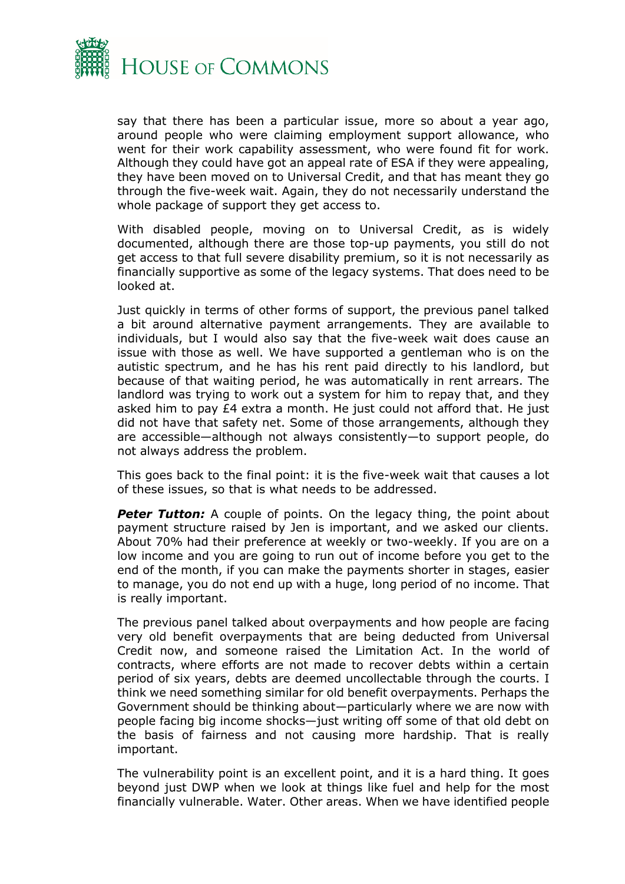say that there has been a particular issue, more so about a year ago, around people who were claiming employment support allowance, who went for their work capability assessment, who were found fit for work. Although they could have got an appeal rate of ESA if they were appealing, they have been moved on to Universal Credit, and that has meant they go through the five-week wait. Again, they do not necessarily understand the whole package of support they get access to.

With disabled people, moving on to Universal Credit, as is widely documented, although there are those top-up payments, you still do not get access to that full severe disability premium, so it is not necessarily as financially supportive as some of the legacy systems. That does need to be looked at.

Just quickly in terms of other forms of support, the previous panel talked a bit around alternative payment arrangements. They are available to individuals, but I would also say that the five-week wait does cause an issue with those as well. We have supported a gentleman who is on the autistic spectrum, and he has his rent paid directly to his landlord, but because of that waiting period, he was automatically in rent arrears. The landlord was trying to work out a system for him to repay that, and they asked him to pay £4 extra a month. He just could not afford that. He just did not have that safety net. Some of those arrangements, although they are accessible—although not always consistently—to support people, do not always address the problem.

This goes back to the final point: it is the five-week wait that causes a lot of these issues, so that is what needs to be addressed.

***Peter Tutton:*** A couple of points. On the legacy thing, the point about payment structure raised by Jen is important, and we asked our clients. About 70% had their preference at weekly or two-weekly. If you are on a low income and you are going to run out of income before you get to the end of the month, if you can make the payments shorter in stages, easier to manage, you do not end up with a huge, long period of no income. That is really important.

The previous panel talked about overpayments and how people are facing very old benefit overpayments that are being deducted from Universal Credit now, and someone raised the Limitation Act. In the world of contracts, where efforts are not made to recover debts within a certain period of six years, debts are deemed uncollectable through the courts. I think we need something similar for old benefit overpayments. Perhaps the Government should be thinking about—particularly where we are now with people facing big income shocks—just writing off some of that old debt on the basis of fairness and not causing more hardship. That is really important.

The vulnerability point is an excellent point, and it is a hard thing. It goes beyond just DWP when we look at things like fuel and help for the most financially vulnerable. Water. Other areas. When we have identified people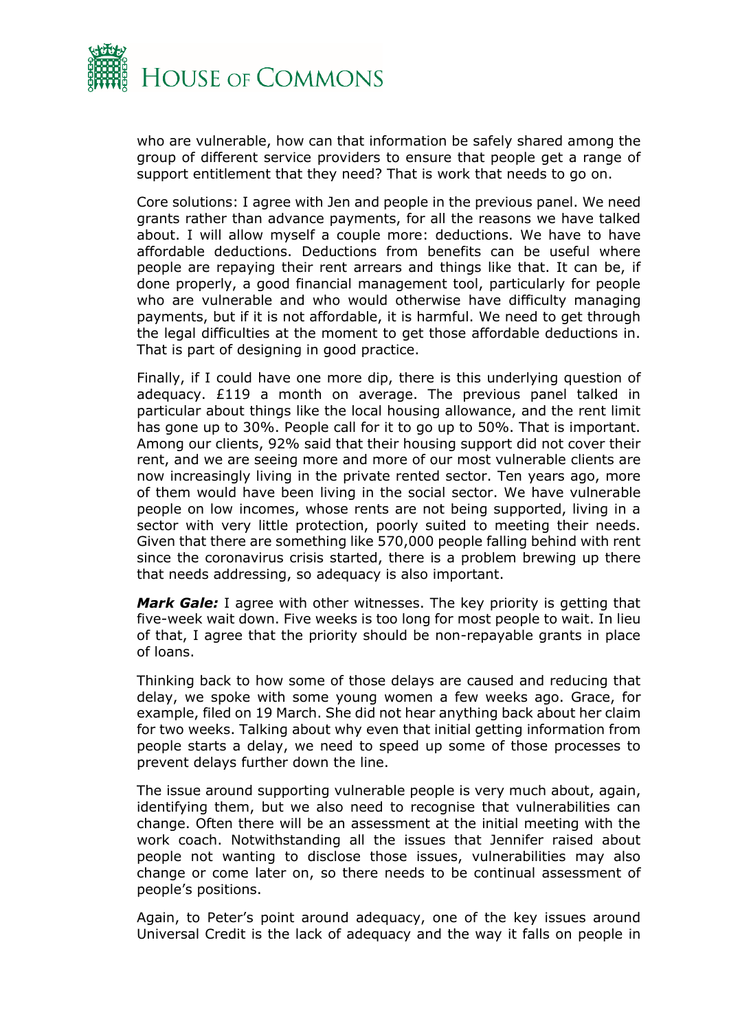who are vulnerable, how can that information be safely shared among the group of different service providers to ensure that people get a range of support entitlement that they need? That is work that needs to go on.

Core solutions: I agree with Jen and people in the previous panel. We need grants rather than advance payments, for all the reasons we have talked about. I will allow myself a couple more: deductions. We have to have affordable deductions. Deductions from benefits can be useful where people are repaying their rent arrears and things like that. It can be, if done properly, a good financial management tool, particularly for people who are vulnerable and who would otherwise have difficulty managing payments, but if it is not affordable, it is harmful. We need to get through the legal difficulties at the moment to get those affordable deductions in. That is part of designing in good practice.

Finally, if I could have one more dip, there is this underlying question of adequacy. £119 a month on average. The previous panel talked in particular about things like the local housing allowance, and the rent limit has gone up to 30%. People call for it to go up to 50%. That is important. Among our clients, 92% said that their housing support did not cover their rent, and we are seeing more and more of our most vulnerable clients are now increasingly living in the private rented sector. Ten years ago, more of them would have been living in the social sector. We have vulnerable people on low incomes, whose rents are not being supported, living in a sector with very little protection, poorly suited to meeting their needs. Given that there are something like 570,000 people falling behind with rent since the coronavirus crisis started, there is a problem brewing up there that needs addressing, so adequacy is also important.

***Mark Gale:*** I agree with other witnesses. The key priority is getting that five-week wait down. Five weeks is too long for most people to wait. In lieu of that, I agree that the priority should be non-repayable grants in place of loans.

Thinking back to how some of those delays are caused and reducing that delay, we spoke with some young women a few weeks ago. Grace, for example, filed on 19 March. She did not hear anything back about her claim for two weeks. Talking about why even that initial getting information from people starts a delay, we need to speed up some of those processes to prevent delays further down the line.

The issue around supporting vulnerable people is very much about, again, identifying them, but we also need to recognise that vulnerabilities can change. Often there will be an assessment at the initial meeting with the work coach. Notwithstanding all the issues that Jennifer raised about people not wanting to disclose those issues, vulnerabilities may also change or come later on, so there needs to be continual assessment of people's positions.

Again, to Peter's point around adequacy, one of the key issues around Universal Credit is the lack of adequacy and the way it falls on people in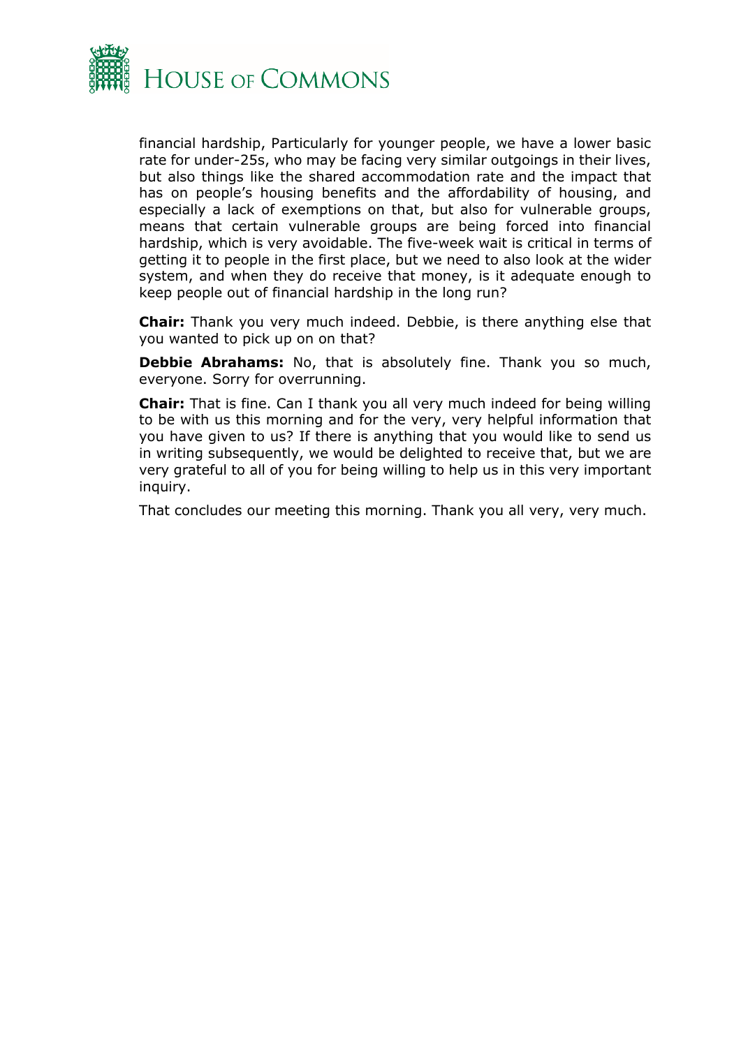financial hardship, Particularly for younger people, we have a lower basic rate for under-25s, who may be facing very similar outgoings in their lives, but also things like the shared accommodation rate and the impact that has on people's housing benefits and the affordability of housing, and especially a lack of exemptions on that, but also for vulnerable groups, means that certain vulnerable groups are being forced into financial hardship, which is very avoidable. The five-week wait is critical in terms of getting it to people in the first place, but we need to also look at the wider system, and when they do receive that money, is it adequate enough to keep people out of financial hardship in the long run?

**Chair:** Thank you very much indeed. Debbie, is there anything else that you wanted to pick up on on that?

**Debbie Abrahams:** No, that is absolutely fine. Thank you so much, everyone. Sorry for overrunning.

**Chair:** That is fine. Can I thank you all very much indeed for being willing to be with us this morning and for the very, very helpful information that you have given to us? If there is anything that you would like to send us in writing subsequently, we would be delighted to receive that, but we are very grateful to all of you for being willing to help us in this very important inquiry.

That concludes our meeting this morning. Thank you all very, very much.